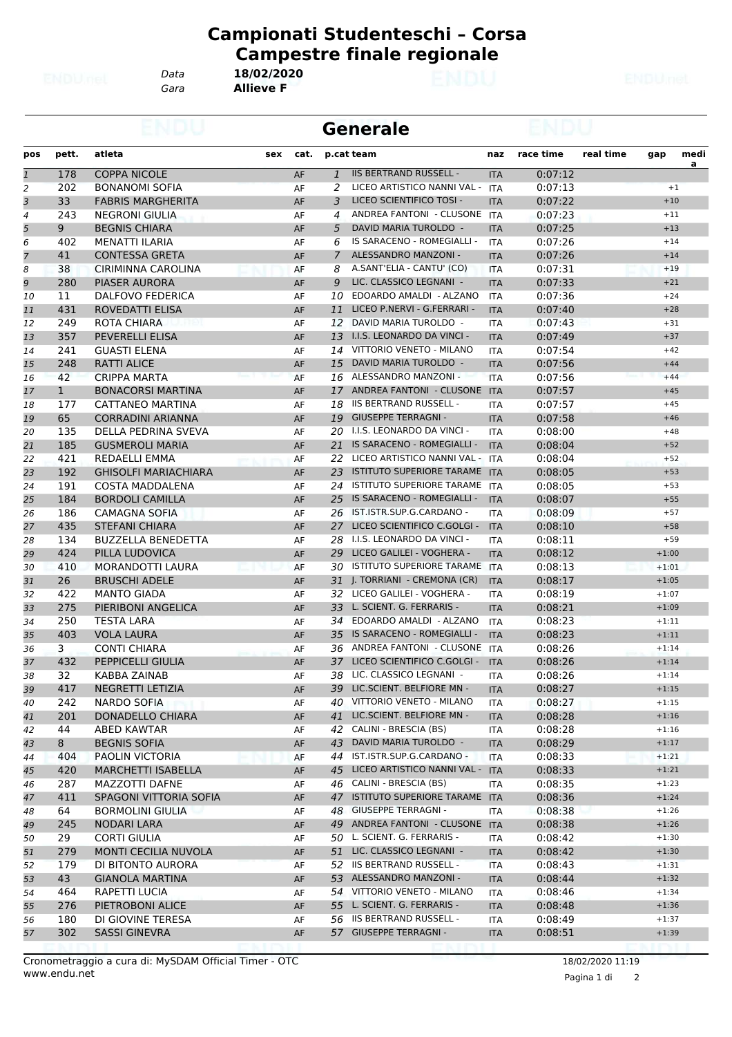# Campionati Studenteschi – Corsa Campestre finale regionale

*Data* **18/02/2020**
*Gara* **Allieve F**

## Generale

| pos | pett. | atleta | sex | cat. | p.cat | team | naz | race time | real time | gap | media |
|---|---|---|---|---|---|---|---|---|---|---|---|
| 1 | 178 | COPPA NICOLE | | AF | 1 | IIS BERTRAND RUSSELL - | ITA | 0:07:12 | | | |
| 2 | 202 | BONANOMI SOFIA | | AF | 2 | LICEO ARTISTICO NANNI VAL - | ITA | 0:07:13 | | +1 | |
| 3 | 33 | FABRIS MARGHERITA | | AF | 3 | LICEO SCIENTIFICO TOSI - | ITA | 0:07:22 | | +10 | |
| 4 | 243 | NEGRONI GIULIA | | AF | 4 | ANDREA FANTONI - CLUSONE | ITA | 0:07:23 | | +11 | |
| 5 | 9 | BEGNIS CHIARA | | AF | 5 | DAVID MARIA TUROLDO - | ITA | 0:07:25 | | +13 | |
| 6 | 402 | MENATTI ILARIA | | AF | 6 | IS SARACENO - ROMEGIALLI - | ITA | 0:07:26 | | +14 | |
| 7 | 41 | CONTESSA GRETA | | AF | 7 | ALESSANDRO MANZONI - | ITA | 0:07:26 | | +14 | |
| 8 | 38 | CIRIMINNA CAROLINA | | AF | 8 | A.SANT'ELIA - CANTU' (CO) | ITA | 0:07:31 | | +19 | |
| 9 | 280 | PIASER AURORA | | AF | 9 | LIC. CLASSICO LEGNANI - | ITA | 0:07:33 | | +21 | |
| 10 | 11 | DALFOVO FEDERICA | | AF | 10 | EDOARDO AMALDI - ALZANO | ITA | 0:07:36 | | +24 | |
| 11 | 431 | ROVEDATTI ELISA | | AF | 11 | LICEO P.NERVI - G.FERRARI - | ITA | 0:07:40 | | +28 | |
| 12 | 249 | ROTA CHIARA | | AF | 12 | DAVID MARIA TUROLDO - | ITA | 0:07:43 | | +31 | |
| 13 | 357 | PEVERELLI ELISA | | AF | 13 | I.I.S. LEONARDO DA VINCI - | ITA | 0:07:49 | | +37 | |
| 14 | 241 | GUASTI ELENA | | AF | 14 | VITTORIO VENETO - MILANO | ITA | 0:07:54 | | +42 | |
| 15 | 248 | RATTI ALICE | | AF | 15 | DAVID MARIA TUROLDO - | ITA | 0:07:56 | | +44 | |
| 16 | 42 | CRIPPA MARTA | | AF | 16 | ALESSANDRO MANZONI - | ITA | 0:07:56 | | +44 | |
| 17 | 1 | BONACORSI MARTINA | | AF | 17 | ANDREA FANTONI - CLUSONE | ITA | 0:07:57 | | +45 | |
| 18 | 177 | CATTANEO MARTINA | | AF | 18 | IIS BERTRAND RUSSELL - | ITA | 0:07:57 | | +45 | |
| 19 | 65 | CORRADINI ARIANNA | | AF | 19 | GIUSEPPE TERRAGNI - | ITA | 0:07:58 | | +46 | |
| 20 | 135 | DELLA PEDRINA SVEVA | | AF | 20 | I.I.S. LEONARDO DA VINCI - | ITA | 0:08:00 | | +48 | |
| 21 | 185 | GUSMEROLI MARIA | | AF | 21 | IS SARACENO - ROMEGIALLI - | ITA | 0:08:04 | | +52 | |
| 22 | 421 | REDAELLI EMMA | | AF | 22 | LICEO ARTISTICO NANNI VAL - | ITA | 0:08:04 | | +52 | |
| 23 | 192 | GHISOLFI MARIACHIARA | | AF | 23 | ISTITUTO SUPERIORE TARAME | ITA | 0:08:05 | | +53 | |
| 24 | 191 | COSTA MADDALENA | | AF | 24 | ISTITUTO SUPERIORE TARAME | ITA | 0:08:05 | | +53 | |
| 25 | 184 | BORDOLI CAMILLA | | AF | 25 | IS SARACENO - ROMEGIALLI - | ITA | 0:08:07 | | +55 | |
| 26 | 186 | CAMAGNA SOFIA | | AF | 26 | IST.ISTR.SUP.G.CARDANO - | ITA | 0:08:09 | | +57 | |
| 27 | 435 | STEFANI CHIARA | | AF | 27 | LICEO SCIENTIFICO C.GOLGI - | ITA | 0:08:10 | | +58 | |
| 28 | 134 | BUZZELLA BENEDETTA | | AF | 28 | I.I.S. LEONARDO DA VINCI - | ITA | 0:08:11 | | +59 | |
| 29 | 424 | PILLA LUDOVICA | | AF | 29 | LICEO GALILEI - VOGHERA - | ITA | 0:08:12 | | +1:00 | |
| 30 | 410 | MORANDOTTI LAURA | | AF | 30 | ISTITUTO SUPERIORE TARAME | ITA | 0:08:13 | | +1:01 | |
| 31 | 26 | BRUSCHI ADELE | | AF | 31 | J. TORRIANI - CREMONA (CR) | ITA | 0:08:17 | | +1:05 | |
| 32 | 422 | MANTO GIADA | | AF | 32 | LICEO GALILEI - VOGHERA - | ITA | 0:08:19 | | +1:07 | |
| 33 | 275 | PIERIBONI ANGELICA | | AF | 33 | L. SCIENT. G. FERRARIS - | ITA | 0:08:21 | | +1:09 | |
| 34 | 250 | TESTA LARA | | AF | 34 | EDOARDO AMALDI - ALZANO | ITA | 0:08:23 | | +1:11 | |
| 35 | 403 | VOLA LAURA | | AF | 35 | IS SARACENO - ROMEGIALLI - | ITA | 0:08:23 | | +1:11 | |
| 36 | 3 | CONTI CHIARA | | AF | 36 | ANDREA FANTONI - CLUSONE | ITA | 0:08:26 | | +1:14 | |
| 37 | 432 | PEPPICELLI GIULIA | | AF | 37 | LICEO SCIENTIFICO C.GOLGI - | ITA | 0:08:26 | | +1:14 | |
| 38 | 32 | KABBA ZAINAB | | AF | 38 | LIC. CLASSICO LEGNANI - | ITA | 0:08:26 | | +1:14 | |
| 39 | 417 | NEGRETTI LETIZIA | | AF | 39 | LIC.SCIENT. BELFIORE MN - | ITA | 0:08:27 | | +1:15 | |
| 40 | 242 | NARDO SOFIA | | AF | 40 | VITTORIO VENETO - MILANO | ITA | 0:08:27 | | +1:15 | |
| 41 | 201 | DONADELLO CHIARA | | AF | 41 | LIC.SCIENT. BELFIORE MN - | ITA | 0:08:28 | | +1:16 | |
| 42 | 44 | ABED KAWTAR | | AF | 42 | CALINI - BRESCIA (BS) | ITA | 0:08:28 | | +1:16 | |
| 43 | 8 | BEGNIS SOFIA | | AF | 43 | DAVID MARIA TUROLDO - | ITA | 0:08:29 | | +1:17 | |
| 44 | 404 | PAOLIN VICTORIA | | AF | 44 | IST.ISTR.SUP.G.CARDANO - | ITA | 0:08:33 | | +1:21 | |
| 45 | 420 | MARCHETTI ISABELLA | | AF | 45 | LICEO ARTISTICO NANNI VAL - | ITA | 0:08:33 | | +1:21 | |
| 46 | 287 | MAZZOTTI DAFNE | | AF | 46 | CALINI - BRESCIA (BS) | ITA | 0:08:35 | | +1:23 | |
| 47 | 411 | SPAGONI VITTORIA SOFIA | | AF | 47 | ISTITUTO SUPERIORE TARAME | ITA | 0:08:36 | | +1:24 | |
| 48 | 64 | BORMOLINI GIULIA | | AF | 48 | GIUSEPPE TERRAGNI - | ITA | 0:08:38 | | +1:26 | |
| 49 | 245 | NODARI LARA | | AF | 49 | ANDREA FANTONI - CLUSONE | ITA | 0:08:38 | | +1:26 | |
| 50 | 29 | CORTI GIULIA | | AF | 50 | L. SCIENT. G. FERRARIS - | ITA | 0:08:42 | | +1:30 | |
| 51 | 279 | MONTI CECILIA NUVOLA | | AF | 51 | LIC. CLASSICO LEGNANI - | ITA | 0:08:42 | | +1:30 | |
| 52 | 179 | DI BITONTO AURORA | | AF | 52 | IIS BERTRAND RUSSELL - | ITA | 0:08:43 | | +1:31 | |
| 53 | 43 | GIANOLA MARTINA | | AF | 53 | ALESSANDRO MANZONI - | ITA | 0:08:44 | | +1:32 | |
| 54 | 464 | RAPETTI LUCIA | | AF | 54 | VITTORIO VENETO - MILANO | ITA | 0:08:46 | | +1:34 | |
| 55 | 276 | PIETROBONI ALICE | | AF | 55 | L. SCIENT. G. FERRARIS - | ITA | 0:08:48 | | +1:36 | |
| 56 | 180 | DI GIOVINE TERESA | | AF | 56 | IIS BERTRAND RUSSELL - | ITA | 0:08:49 | | +1:37 | |
| 57 | 302 | SASSI GINEVRA | | AF | 57 | GIUSEPPE TERRAGNI - | ITA | 0:08:51 | | +1:39 | |

Cronometraggio a cura di: MySDAM Official Timer - OTC
www.endu.net

18/02/2020 11:19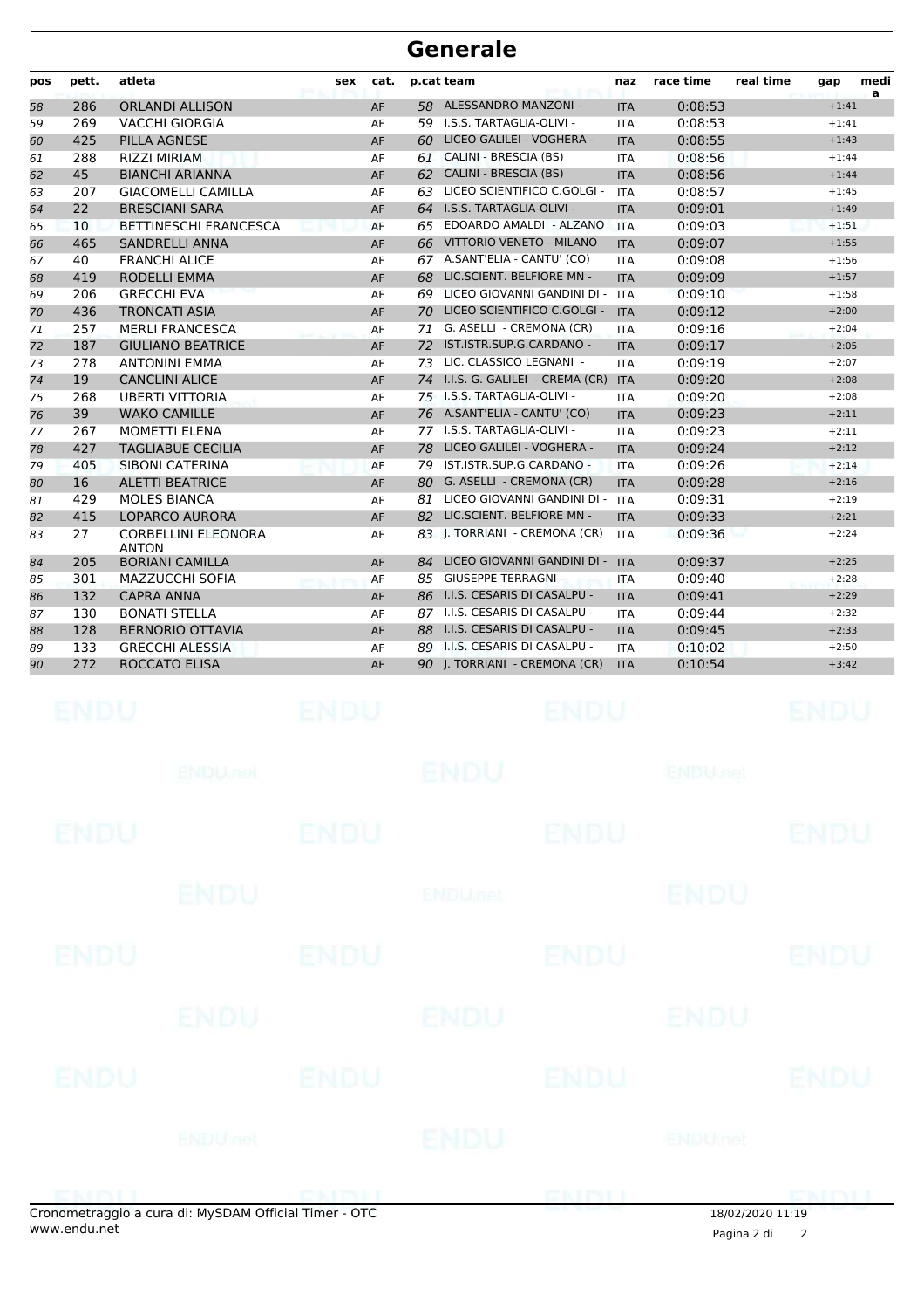# Generale

| pos | pett. | atleta | sex | cat. | p.cat | team | naz | race time | real time | gap | media |
|---|---|---|---|---|---|---|---|---|---|---|---|
| 58 | 286 | ORLANDI ALLISON | | AF | 58 | ALESSANDRO MANZONI - | ITA | 0:08:53 | | +1:41 | |
| 59 | 269 | VACCHI GIORGIA | | AF | 59 | I.S.S. TARTAGLIA-OLIVI - | ITA | 0:08:53 | | +1:41 | |
| 60 | 425 | PILLA AGNESE | | AF | 60 | LICEO GALILEI - VOGHERA - | ITA | 0:08:55 | | +1:43 | |
| 61 | 288 | RIZZI MIRIAM | | AF | 61 | CALINI - BRESCIA (BS) | ITA | 0:08:56 | | +1:44 | |
| 62 | 45 | BIANCHI ARIANNA | | AF | 62 | CALINI - BRESCIA (BS) | ITA | 0:08:56 | | +1:44 | |
| 63 | 207 | GIACOMELLI CAMILLA | | AF | 63 | LICEO SCIENTIFICO C.GOLGI - | ITA | 0:08:57 | | +1:45 | |
| 64 | 22 | BRESCIANI SARA | | AF | 64 | I.S.S. TARTAGLIA-OLIVI - | ITA | 0:09:01 | | +1:49 | |
| 65 | 10 | BETTINESCHI FRANCESCA | | AF | 65 | EDOARDO AMALDI - ALZANO | ITA | 0:09:03 | | +1:51 | |
| 66 | 465 | SANDRELLI ANNA | | AF | 66 | VITTORIO VENETO - MILANO | ITA | 0:09:07 | | +1:55 | |
| 67 | 40 | FRANCHI ALICE | | AF | 67 | A.SANT'ELIA - CANTU' (CO) | ITA | 0:09:08 | | +1:56 | |
| 68 | 419 | RODELLI EMMA | | AF | 68 | LIC.SCIENT. BELFIORE MN - | ITA | 0:09:09 | | +1:57 | |
| 69 | 206 | GRECCHI EVA | | AF | 69 | LICEO GIOVANNI GANDINI DI - | ITA | 0:09:10 | | +1:58 | |
| 70 | 436 | TRONCATI ASIA | | AF | 70 | LICEO SCIENTIFICO C.GOLGI - | ITA | 0:09:12 | | +2:00 | |
| 71 | 257 | MERLI FRANCESCA | | AF | 71 | G. ASELLI - CREMONA (CR) | ITA | 0:09:16 | | +2:04 | |
| 72 | 187 | GIULIANO BEATRICE | | AF | 72 | IST.ISTR.SUP.G.CARDANO - | ITA | 0:09:17 | | +2:05 | |
| 73 | 278 | ANTONINI EMMA | | AF | 73 | LIC. CLASSICO LEGNANI - | ITA | 0:09:19 | | +2:07 | |
| 74 | 19 | CANCLINI ALICE | | AF | 74 | I.I.S. G. GALILEI - CREMA (CR) | ITA | 0:09:20 | | +2:08 | |
| 75 | 268 | UBERTI VITTORIA | | AF | 75 | I.S.S. TARTAGLIA-OLIVI - | ITA | 0:09:20 | | +2:08 | |
| 76 | 39 | WAKO CAMILLE | | AF | 76 | A.SANT'ELIA - CANTU' (CO) | ITA | 0:09:23 | | +2:11 | |
| 77 | 267 | MOMETTI ELENA | | AF | 77 | I.S.S. TARTAGLIA-OLIVI - | ITA | 0:09:23 | | +2:11 | |
| 78 | 427 | TAGLIABUE CECILIA | | AF | 78 | LICEO GALILEI - VOGHERA - | ITA | 0:09:24 | | +2:12 | |
| 79 | 405 | SIBONI CATERINA | | AF | 79 | IST.ISTR.SUP.G.CARDANO - | ITA | 0:09:26 | | +2:14 | |
| 80 | 16 | ALETTI BEATRICE | | AF | 80 | G. ASELLI - CREMONA (CR) | ITA | 0:09:28 | | +2:16 | |
| 81 | 429 | MOLES BIANCA | | AF | 81 | LICEO GIOVANNI GANDINI DI - | ITA | 0:09:31 | | +2:19 | |
| 82 | 415 | LOPARCO AURORA | | AF | 82 | LIC.SCIENT. BELFIORE MN - | ITA | 0:09:33 | | +2:21 | |
| 83 | 27 | CORBELLINI ELEONORA ANTON | | AF | 83 | J. TORRIANI - CREMONA (CR) | ITA | 0:09:36 | | +2:24 | |
| 84 | 205 | BORIANI CAMILLA | | AF | 84 | LICEO GIOVANNI GANDINI DI - | ITA | 0:09:37 | | +2:25 | |
| 85 | 301 | MAZZUCCHI SOFIA | | AF | 85 | GIUSEPPE TERRAGNI - | ITA | 0:09:40 | | +2:28 | |
| 86 | 132 | CAPRA ANNA | | AF | 86 | I.I.S. CESARIS DI CASALPU - | ITA | 0:09:41 | | +2:29 | |
| 87 | 130 | BONATI STELLA | | AF | 87 | I.I.S. CESARIS DI CASALPU - | ITA | 0:09:44 | | +2:32 | |
| 88 | 128 | BERNORIO OTTAVIA | | AF | 88 | I.I.S. CESARIS DI CASALPU - | ITA | 0:09:45 | | +2:33 | |
| 89 | 133 | GRECCHI ALESSIA | | AF | 89 | I.I.S. CESARIS DI CASALPU - | ITA | 0:10:02 | | +2:50 | |
| 90 | 272 | ROCCATO ELISA | | AF | 90 | J. TORRIANI - CREMONA (CR) | ITA | 0:10:54 | | +3:42 | |

Cronometraggio a cura di: MySDAM Official Timer - OTC
www.endu.net

18/02/2020 11:19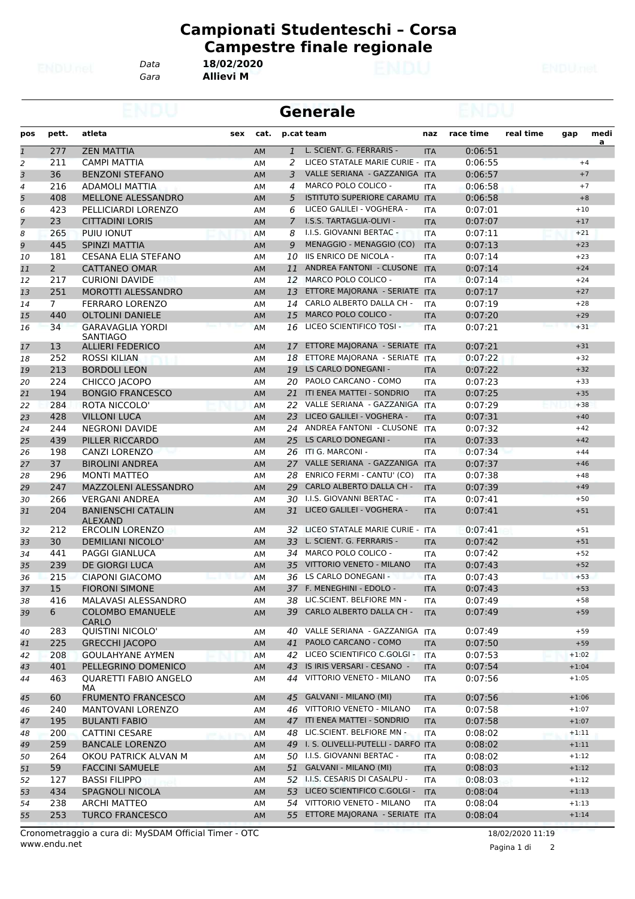# Campionati Studenteschi – Corsa Campestre finale regionale

Data **18/02/2020**
Gara **Allievi M**

## Generale

| pos | pett. | atleta | sex | cat. | p.cat | team | naz | race time | real time | gap | media |
|---|---|---|---|---|---|---|---|---|---|---|---|
| 1 | 277 | ZEN MATTIA | | AM | 1 | L. SCIENT. G. FERRARIS - | ITA | 0:06:51 | | | |
| 2 | 211 | CAMPI MATTIA | | AM | 2 | LICEO STATALE MARIE CURIE - | ITA | 0:06:55 | | +4 | |
| 3 | 36 | BENZONI STEFANO | | AM | 3 | VALLE SERIANA - GAZZANIGA | ITA | 0:06:57 | | +7 | |
| 4 | 216 | ADAMOLI MATTIA | | AM | 4 | MARCO POLO COLICO - | ITA | 0:06:58 | | +7 | |
| 5 | 408 | MELLONE ALESSANDRO | | AM | 5 | ISTITUTO SUPERIORE CARAMU | ITA | 0:06:58 | | +8 | |
| 6 | 423 | PELLICIARDI LORENZO | | AM | 6 | LICEO GALILEI - VOGHERA - | ITA | 0:07:01 | | +10 | |
| 7 | 23 | CITTADINI LORIS | | AM | 7 | I.S.S. TARTAGLIA-OLIVI - | ITA | 0:07:07 | | +17 | |
| 8 | 265 | PUIU IONUT | | AM | 8 | I.I.S. GIOVANNI BERTAC - | ITA | 0:07:11 | | +21 | |
| 9 | 445 | SPINZI MATTIA | | AM | 9 | MENAGGIO - MENAGGIO (CO) | ITA | 0:07:13 | | +23 | |
| 10 | 181 | CESANA ELIA STEFANO | | AM | 10 | IIS ENRICO DE NICOLA - | ITA | 0:07:14 | | +23 | |
| 11 | 2 | CATTANEO OMAR | | AM | 11 | ANDREA FANTONI - CLUSONE | ITA | 0:07:14 | | +24 | |
| 12 | 217 | CURIONI DAVIDE | | AM | 12 | MARCO POLO COLICO - | ITA | 0:07:14 | | +24 | |
| 13 | 251 | MOROTTI ALESSANDRO | | AM | 13 | ETTORE MAJORANA - SERIATE | ITA | 0:07:17 | | +27 | |
| 14 | 7 | FERRARO LORENZO | | AM | 14 | CARLO ALBERTO DALLA CH - | ITA | 0:07:19 | | +28 | |
| 15 | 440 | OLTOLINI DANIELE | | AM | 15 | MARCO POLO COLICO - | ITA | 0:07:20 | | +29 | |
| 16 | 34 | GARAVAGLIA YORDI SANTIAGO | | AM | 16 | LICEO SCIENTIFICO TOSI - | ITA | 0:07:21 | | +31 | |
| 17 | 13 | ALLIERI FEDERICO | | AM | 17 | ETTORE MAJORANA - SERIATE | ITA | 0:07:21 | | +31 | |
| 18 | 252 | ROSSI KILIAN | | AM | 18 | ETTORE MAJORANA - SERIATE | ITA | 0:07:22 | | +32 | |
| 19 | 213 | BORDOLI LEON | | AM | 19 | LS CARLO DONEGANI - | ITA | 0:07:22 | | +32 | |
| 20 | 224 | CHICCO JACOPO | | AM | 20 | PAOLO CARCANO - COMO | ITA | 0:07:23 | | +33 | |
| 21 | 194 | BONGIO FRANCESCO | | AM | 21 | ITI ENEA MATTEI - SONDRIO | ITA | 0:07:25 | | +35 | |
| 22 | 284 | ROTA NICCOLO' | | AM | 22 | VALLE SERIANA - GAZZANIGA | ITA | 0:07:29 | | +38 | |
| 23 | 428 | VILLONI LUCA | | AM | 23 | LICEO GALILEI - VOGHERA - | ITA | 0:07:31 | | +40 | |
| 24 | 244 | NEGRONI DAVIDE | | AM | 24 | ANDREA FANTONI - CLUSONE | ITA | 0:07:32 | | +42 | |
| 25 | 439 | PILLER RICCARDO | | AM | 25 | LS CARLO DONEGANI - | ITA | 0:07:33 | | +42 | |
| 26 | 198 | CANZI LORENZO | | AM | 26 | ITI G. MARCONI - | ITA | 0:07:34 | | +44 | |
| 27 | 37 | BIROLINI ANDREA | | AM | 27 | VALLE SERIANA - GAZZANIGA | ITA | 0:07:37 | | +46 | |
| 28 | 296 | MONTI MATTEO | | AM | 28 | ENRICO FERMI - CANTU' (CO) | ITA | 0:07:38 | | +48 | |
| 29 | 247 | MAZZOLENI ALESSANDRO | | AM | 29 | CARLO ALBERTO DALLA CH - | ITA | 0:07:39 | | +49 | |
| 30 | 266 | VERGANI ANDREA | | AM | 30 | I.I.S. GIOVANNI BERTAC - | ITA | 0:07:41 | | +50 | |
| 31 | 204 | BANIENSCHI CATALIN ALEXAND | | AM | 31 | LICEO GALILEI - VOGHERA - | ITA | 0:07:41 | | +51 | |
| 32 | 212 | ERCOLIN LORENZO | | AM | 32 | LICEO STATALE MARIE CURIE - | ITA | 0:07:41 | | +51 | |
| 33 | 30 | DEMILIANI NICOLO' | | AM | 33 | L. SCIENT. G. FERRARIS - | ITA | 0:07:42 | | +51 | |
| 34 | 441 | PAGGI GIANLUCA | | AM | 34 | MARCO POLO COLICO - | ITA | 0:07:42 | | +52 | |
| 35 | 239 | DE GIORGI LUCA | | AM | 35 | VITTORIO VENETO - MILANO | ITA | 0:07:43 | | +52 | |
| 36 | 215 | CIAPONI GIACOMO | | AM | 36 | LS CARLO DONEGANI - | ITA | 0:07:43 | | +53 | |
| 37 | 15 | FIORONI SIMONE | | AM | 37 | F. MENEGHINI - EDOLO - | ITA | 0:07:43 | | +53 | |
| 38 | 416 | MALAVASI ALESSANDRO | | AM | 38 | LIC.SCIENT. BELFIORE MN - | ITA | 0:07:49 | | +58 | |
| 39 | 6 | COLOMBO EMANUELE CARLO | | AM | 39 | CARLO ALBERTO DALLA CH - | ITA | 0:07:49 | | +59 | |
| 40 | 283 | QUISTINI NICOLO' | | AM | 40 | VALLE SERIANA - GAZZANIGA | ITA | 0:07:49 | | +59 | |
| 41 | 225 | GRECCHI JACOPO | | AM | 41 | PAOLO CARCANO - COMO | ITA | 0:07:50 | | +59 | |
| 42 | 208 | GOULAHYANE AYMEN | | AM | 42 | LICEO SCIENTIFICO C.GOLGI - | ITA | 0:07:53 | | +1:02 | |
| 43 | 401 | PELLEGRINO DOMENICO | | AM | 43 | IS IRIS VERSARI - CESANO - | ITA | 0:07:54 | | +1:04 | |
| 44 | 463 | QUARETTI FABIO ANGELO MA | | AM | 44 | VITTORIO VENETO - MILANO | ITA | 0:07:56 | | +1:05 | |
| 45 | 60 | FRUMENTO FRANCESCO | | AM | 45 | GALVANI - MILANO (MI) | ITA | 0:07:56 | | +1:06 | |
| 46 | 240 | MANTOVANI LORENZO | | AM | 46 | VITTORIO VENETO - MILANO | ITA | 0:07:58 | | +1:07 | |
| 47 | 195 | BULANTI FABIO | | AM | 47 | ITI ENEA MATTEI - SONDRIO | ITA | 0:07:58 | | +1:07 | |
| 48 | 200 | CATTINI CESARE | | AM | 48 | LIC.SCIENT. BELFIORE MN - | ITA | 0:08:02 | | +1:11 | |
| 49 | 259 | BANCALE LORENZO | | AM | 49 | I. S. OLIVELLI-PUTELLI - DARFO | ITA | 0:08:02 | | +1:11 | |
| 50 | 264 | OKOU PATRICK ALVAN M | | AM | 50 | I.I.S. GIOVANNI BERTAC - | ITA | 0:08:02 | | +1:12 | |
| 51 | 59 | FACCINI SAMUELE | | AM | 51 | GALVANI - MILANO (MI) | ITA | 0:08:03 | | +1:12 | |
| 52 | 127 | BASSI FILIPPO | | AM | 52 | I.I.S. CESARIS DI CASALPU - | ITA | 0:08:03 | | +1:12 | |
| 53 | 434 | SPAGNOLI NICOLA | | AM | 53 | LICEO SCIENTIFICO C.GOLGI - | ITA | 0:08:04 | | +1:13 | |
| 54 | 238 | ARCHI MATTEO | | AM | 54 | VITTORIO VENETO - MILANO | ITA | 0:08:04 | | +1:13 | |
| 55 | 253 | TURCO FRANCESCO | | AM | 55 | ETTORE MAJORANA - SERIATE | ITA | 0:08:04 | | +1:14 | |

Cronometraggio a cura di: MySDAM Official Timer - OTC
www.endu.net

18/02/2020 11:19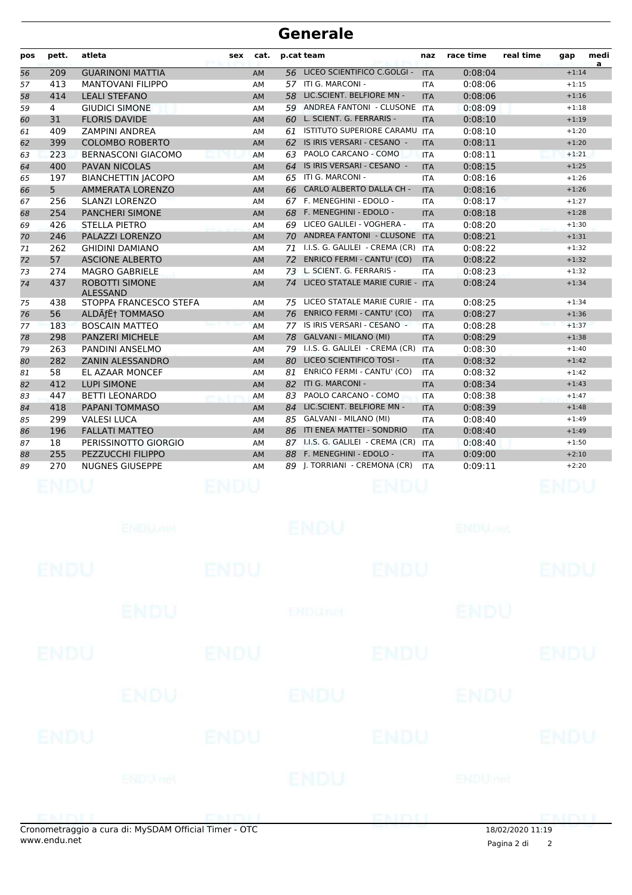# Generale

| pos | pett. | atleta | sex | cat. | p.cat | team | naz | race time | real time | gap | media |
|---|---|---|---|---|---|---|---|---|---|---|---|
| 56 | 209 | GUARINONI MATTIA | | AM | 56 | LICEO SCIENTIFICO C.GOLGI - | ITA | 0:08:04 | | +1:14 | |
| 57 | 413 | MANTOVANI FILIPPO | | AM | 57 | ITI G. MARCONI - | ITA | 0:08:06 | | +1:15 | |
| 58 | 414 | LEALI STEFANO | | AM | 58 | LIC.SCIENT. BELFIORE MN - | ITA | 0:08:06 | | +1:16 | |
| 59 | 4 | GIUDICI SIMONE | | AM | 59 | ANDREA FANTONI - CLUSONE | ITA | 0:08:09 | | +1:18 | |
| 60 | 31 | FLORIS DAVIDE | | AM | 60 | L. SCIENT. G. FERRARIS - | ITA | 0:08:10 | | +1:19 | |
| 61 | 409 | ZAMPINI ANDREA | | AM | 61 | ISTITUTO SUPERIORE CARAMU | ITA | 0:08:10 | | +1:20 | |
| 62 | 399 | COLOMBO ROBERTO | | AM | 62 | IS IRIS VERSARI - CESANO - | ITA | 0:08:11 | | +1:20 | |
| 63 | 223 | BERNASCONI GIACOMO | | AM | 63 | PAOLO CARCANO - COMO | ITA | 0:08:11 | | +1:21 | |
| 64 | 400 | PAVAN NICOLAS | | AM | 64 | IS IRIS VERSARI - CESANO - | ITA | 0:08:15 | | +1:25 | |
| 65 | 197 | BIANCHETTIN JACOPO | | AM | 65 | ITI G. MARCONI - | ITA | 0:08:16 | | +1:26 | |
| 66 | 5 | AMMERATA LORENZO | | AM | 66 | CARLO ALBERTO DALLA CH - | ITA | 0:08:16 | | +1:26 | |
| 67 | 256 | SLANZI LORENZO | | AM | 67 | F. MENEGHINI - EDOLO - | ITA | 0:08:17 | | +1:27 | |
| 68 | 254 | PANCHERI SIMONE | | AM | 68 | F. MENEGHINI - EDOLO - | ITA | 0:08:18 | | +1:28 | |
| 69 | 426 | STELLA PIETRO | | AM | 69 | LICEO GALILEI - VOGHERA - | ITA | 0:08:20 | | +1:30 | |
| 70 | 246 | PALAZZI LORENZO | | AM | 70 | ANDREA FANTONI - CLUSONE | ITA | 0:08:21 | | +1:31 | |
| 71 | 262 | GHIDINI DAMIANO | | AM | 71 | I.I.S. G. GALILEI - CREMA (CR) | ITA | 0:08:22 | | +1:32 | |
| 72 | 57 | ASCIONE ALBERTO | | AM | 72 | ENRICO FERMI - CANTU' (CO) | ITA | 0:08:22 | | +1:32 | |
| 73 | 274 | MAGRO GABRIELE | | AM | 73 | L. SCIENT. G. FERRARIS - | ITA | 0:08:23 | | +1:32 | |
| 74 | 437 | ROBOTTI SIMONE ALESSAND | | AM | 74 | LICEO STATALE MARIE CURIE - | ITA | 0:08:24 | | +1:34 | |
| 75 | 438 | STOPPA FRANCESCO STEFA | | AM | 75 | LICEO STATALE MARIE CURIE - | ITA | 0:08:25 | | +1:34 | |
| 76 | 56 | ALDÃƒË† TOMMASO | | AM | 76 | ENRICO FERMI - CANTU' (CO) | ITA | 0:08:27 | | +1:36 | |
| 77 | 183 | BOSCAIN MATTEO | | AM | 77 | IS IRIS VERSARI - CESANO - | ITA | 0:08:28 | | +1:37 | |
| 78 | 298 | PANZERI MICHELE | | AM | 78 | GALVANI - MILANO (MI) | ITA | 0:08:29 | | +1:38 | |
| 79 | 263 | PANDINI ANSELMO | | AM | 79 | I.I.S. G. GALILEI - CREMA (CR) | ITA | 0:08:30 | | +1:40 | |
| 80 | 282 | ZANIN ALESSANDRO | | AM | 80 | LICEO SCIENTIFICO TOSI - | ITA | 0:08:32 | | +1:42 | |
| 81 | 58 | EL AZAAR MONCEF | | AM | 81 | ENRICO FERMI - CANTU' (CO) | ITA | 0:08:32 | | +1:42 | |
| 82 | 412 | LUPI SIMONE | | AM | 82 | ITI G. MARCONI - | ITA | 0:08:34 | | +1:43 | |
| 83 | 447 | BETTI LEONARDO | | AM | 83 | PAOLO CARCANO - COMO | ITA | 0:08:38 | | +1:47 | |
| 84 | 418 | PAPANI TOMMASO | | AM | 84 | LIC.SCIENT. BELFIORE MN - | ITA | 0:08:39 | | +1:48 | |
| 85 | 299 | VALESI LUCA | | AM | 85 | GALVANI - MILANO (MI) | ITA | 0:08:40 | | +1:49 | |
| 86 | 196 | FALLATI MATTEO | | AM | 86 | ITI ENEA MATTEI - SONDRIO | ITA | 0:08:40 | | +1:49 | |
| 87 | 18 | PERISSINOTTO GIORGIO | | AM | 87 | I.I.S. G. GALILEI - CREMA (CR) | ITA | 0:08:40 | | +1:50 | |
| 88 | 255 | PEZZUCCHI FILIPPO | | AM | 88 | F. MENEGHINI - EDOLO - | ITA | 0:09:00 | | +2:10 | |
| 89 | 270 | NUGNES GIUSEPPE | | AM | 89 | J. TORRIANI - CREMONA (CR) | ITA | 0:09:11 | | +2:20 | |

Cronometraggio a cura di: MySDAM Official Timer - OTC
www.endu.net

18/02/2020 11:19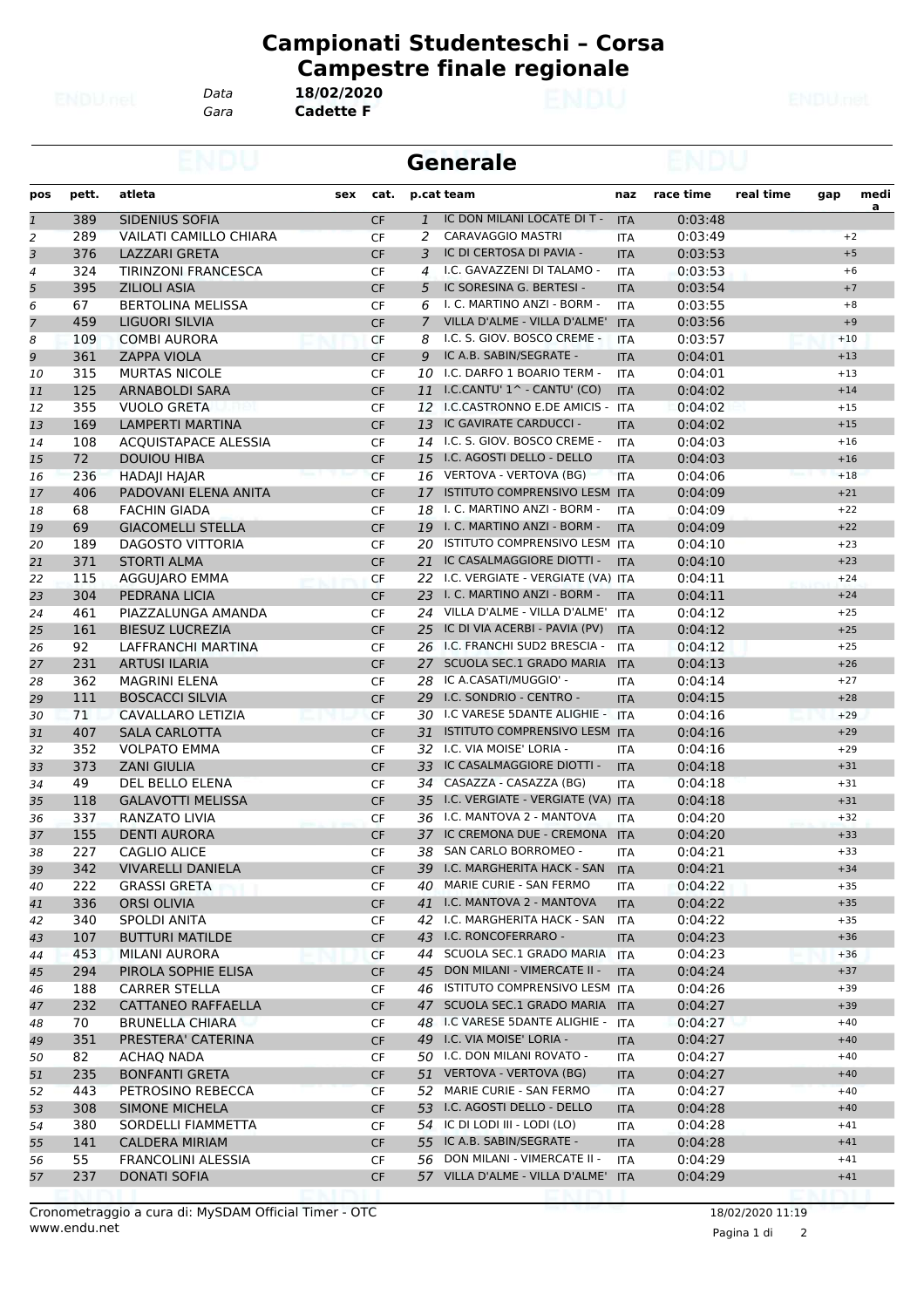# Campionati Studenteschi – Corsa Campestre finale regionale

Data **18/02/2020**
Gara **Cadette F**

## Generale

| pos | pett. | atleta | sex | cat. | p.cat | team | naz | race time | real time | gap | media |
|---|---|---|---|---|---|---|---|---|---|---|---|
| 1 | 389 | SIDENIUS SOFIA | | CF | 1 | IC DON MILANI LOCATE DI T - | ITA | 0:03:48 | | | |
| 2 | 289 | VAILATI CAMILLO CHIARA | | CF | 2 | CARAVAGGIO MASTRI | ITA | 0:03:49 | | +2 | |
| 3 | 376 | LAZZARI GRETA | | CF | 3 | IC DI CERTOSA DI PAVIA - | ITA | 0:03:53 | | +5 | |
| 4 | 324 | TIRINZONI FRANCESCA | | CF | 4 | I.C. GAVAZZENI DI TALAMO - | ITA | 0:03:53 | | +6 | |
| 5 | 395 | ZILIOLI ASIA | | CF | 5 | IC SORESINA G. BERTESI - | ITA | 0:03:54 | | +7 | |
| 6 | 67 | BERTOLINA MELISSA | | CF | 6 | I. C. MARTINO ANZI - BORM - | ITA | 0:03:55 | | +8 | |
| 7 | 459 | LIGUORI SILVIA | | CF | 7 | VILLA D'ALME - VILLA D'ALME' | ITA | 0:03:56 | | +9 | |
| 8 | 109 | COMBI AURORA | | CF | 8 | I.C. S. GIOV. BOSCO CREME - | ITA | 0:03:57 | | +10 | |
| 9 | 361 | ZAPPA VIOLA | | CF | 9 | IC A.B. SABIN/SEGRATE - | ITA | 0:04:01 | | +13 | |
| 10 | 315 | MURTAS NICOLE | | CF | 10 | I.C. DARFO 1 BOARIO TERM - | ITA | 0:04:01 | | +13 | |
| 11 | 125 | ARNABOLDI SARA | | CF | 11 | I.C.CANTU' 1^ - CANTU' (CO) | ITA | 0:04:02 | | +14 | |
| 12 | 355 | VUOLO GRETA | | CF | 12 | I.C.CASTRONNO E.DE AMICIS - | ITA | 0:04:02 | | +15 | |
| 13 | 169 | LAMPERTI MARTINA | | CF | 13 | IC GAVIRATE CARDUCCI - | ITA | 0:04:02 | | +15 | |
| 14 | 108 | ACQUISTAPACE ALESSIA | | CF | 14 | I.C. S. GIOV. BOSCO CREME - | ITA | 0:04:03 | | +16 | |
| 15 | 72 | DOUIOU HIBA | | CF | 15 | I.C. AGOSTI DELLO - DELLO | ITA | 0:04:03 | | +16 | |
| 16 | 236 | HADAJI HAJAR | | CF | 16 | VERTOVA - VERTOVA (BG) | ITA | 0:04:06 | | +18 | |
| 17 | 406 | PADOVANI ELENA ANITA | | CF | 17 | ISTITUTO COMPRENSIVO LESM | ITA | 0:04:09 | | +21 | |
| 18 | 68 | FACHIN GIADA | | CF | 18 | I. C. MARTINO ANZI - BORM - | ITA | 0:04:09 | | +22 | |
| 19 | 69 | GIACOMELLI STELLA | | CF | 19 | I. C. MARTINO ANZI - BORM - | ITA | 0:04:09 | | +22 | |
| 20 | 189 | DAGOSTO VITTORIA | | CF | 20 | ISTITUTO COMPRENSIVO LESM | ITA | 0:04:10 | | +23 | |
| 21 | 371 | STORTI ALMA | | CF | 21 | IC CASALMAGGIORE DIOTTI - | ITA | 0:04:10 | | +23 | |
| 22 | 115 | AGGUJARO EMMA | | CF | 22 | I.C. VERGIATE - VERGIATE (VA) | ITA | 0:04:11 | | +24 | |
| 23 | 304 | PEDRANA LICIA | | CF | 23 | I. C. MARTINO ANZI - BORM - | ITA | 0:04:11 | | +24 | |
| 24 | 461 | PIAZZALUNGA AMANDA | | CF | 24 | VILLA D'ALME - VILLA D'ALME' | ITA | 0:04:12 | | +25 | |
| 25 | 161 | BIESUZ LUCREZIA | | CF | 25 | IC DI VIA ACERBI - PAVIA (PV) | ITA | 0:04:12 | | +25 | |
| 26 | 92 | LAFFRANCHI MARTINA | | CF | 26 | I.C. FRANCHI SUD2 BRESCIA - | ITA | 0:04:12 | | +25 | |
| 27 | 231 | ARTUSI ILARIA | | CF | 27 | SCUOLA SEC.1 GRADO MARIA | ITA | 0:04:13 | | +26 | |
| 28 | 362 | MAGRINI ELENA | | CF | 28 | IC A.CASATI/MUGGIO' - | ITA | 0:04:14 | | +27 | |
| 29 | 111 | BOSCACCI SILVIA | | CF | 29 | I.C. SONDRIO - CENTRO - | ITA | 0:04:15 | | +28 | |
| 30 | 71 | CAVALLARO LETIZIA | | CF | 30 | I.C VARESE 5DANTE ALIGHIE - | ITA | 0:04:16 | | +29 | |
| 31 | 407 | SALA CARLOTTA | | CF | 31 | ISTITUTO COMPRENSIVO LESM | ITA | 0:04:16 | | +29 | |
| 32 | 352 | VOLPATO EMMA | | CF | 32 | I.C. VIA MOISE' LORIA - | ITA | 0:04:16 | | +29 | |
| 33 | 373 | ZANI GIULIA | | CF | 33 | IC CASALMAGGIORE DIOTTI - | ITA | 0:04:18 | | +31 | |
| 34 | 49 | DEL BELLO ELENA | | CF | 34 | CASAZZA - CASAZZA (BG) | ITA | 0:04:18 | | +31 | |
| 35 | 118 | GALAVOTTI MELISSA | | CF | 35 | I.C. VERGIATE - VERGIATE (VA) | ITA | 0:04:18 | | +31 | |
| 36 | 337 | RANZATO LIVIA | | CF | 36 | I.C. MANTOVA 2 - MANTOVA | ITA | 0:04:20 | | +32 | |
| 37 | 155 | DENTI AURORA | | CF | 37 | IC CREMONA DUE - CREMONA | ITA | 0:04:20 | | +33 | |
| 38 | 227 | CAGLIO ALICE | | CF | 38 | SAN CARLO BORROMEO - | ITA | 0:04:21 | | +33 | |
| 39 | 342 | VIVARELLI DANIELA | | CF | 39 | I.C. MARGHERITA HACK - SAN | ITA | 0:04:21 | | +34 | |
| 40 | 222 | GRASSI GRETA | | CF | 40 | MARIE CURIE - SAN FERMO | ITA | 0:04:22 | | +35 | |
| 41 | 336 | ORSI OLIVIA | | CF | 41 | I.C. MANTOVA 2 - MANTOVA | ITA | 0:04:22 | | +35 | |
| 42 | 340 | SPOLDI ANITA | | CF | 42 | I.C. MARGHERITA HACK - SAN | ITA | 0:04:22 | | +35 | |
| 43 | 107 | BUTTURI MATILDE | | CF | 43 | I.C. RONCOFERRARO - | ITA | 0:04:23 | | +36 | |
| 44 | 453 | MILANI AURORA | | CF | 44 | SCUOLA SEC.1 GRADO MARIA | ITA | 0:04:23 | | +36 | |
| 45 | 294 | PIROLA SOPHIE ELISA | | CF | 45 | DON MILANI - VIMERCATE II - | ITA | 0:04:24 | | +37 | |
| 46 | 188 | CARRER STELLA | | CF | 46 | ISTITUTO COMPRENSIVO LESM | ITA | 0:04:26 | | +39 | |
| 47 | 232 | CATTANEO RAFFAELLA | | CF | 47 | SCUOLA SEC.1 GRADO MARIA | ITA | 0:04:27 | | +39 | |
| 48 | 70 | BRUNELLA CHIARA | | CF | 48 | I.C VARESE 5DANTE ALIGHIE - | ITA | 0:04:27 | | +40 | |
| 49 | 351 | PRESTERA' CATERINA | | CF | 49 | I.C. VIA MOISE' LORIA - | ITA | 0:04:27 | | +40 | |
| 50 | 82 | ACHAQ NADA | | CF | 50 | I.C. DON MILANI ROVATO - | ITA | 0:04:27 | | +40 | |
| 51 | 235 | BONFANTI GRETA | | CF | 51 | VERTOVA - VERTOVA (BG) | ITA | 0:04:27 | | +40 | |
| 52 | 443 | PETROSINO REBECCA | | CF | 52 | MARIE CURIE - SAN FERMO | ITA | 0:04:27 | | +40 | |
| 53 | 308 | SIMONE MICHELA | | CF | 53 | I.C. AGOSTI DELLO - DELLO | ITA | 0:04:28 | | +40 | |
| 54 | 380 | SORDELLI FIAMMETTA | | CF | 54 | IC DI LODI III - LODI (LO) | ITA | 0:04:28 | | +41 | |
| 55 | 141 | CALDERA MIRIAM | | CF | 55 | IC A.B. SABIN/SEGRATE - | ITA | 0:04:28 | | +41 | |
| 56 | 55 | FRANCOLINI ALESSIA | | CF | 56 | DON MILANI - VIMERCATE II - | ITA | 0:04:29 | | +41 | |
| 57 | 237 | DONATI SOFIA | | CF | 57 | VILLA D'ALME - VILLA D'ALME' | ITA | 0:04:29 | | +41 | |

Cronometraggio a cura di: MySDAM Official Timer - OTC
www.endu.net

18/02/2020 11:19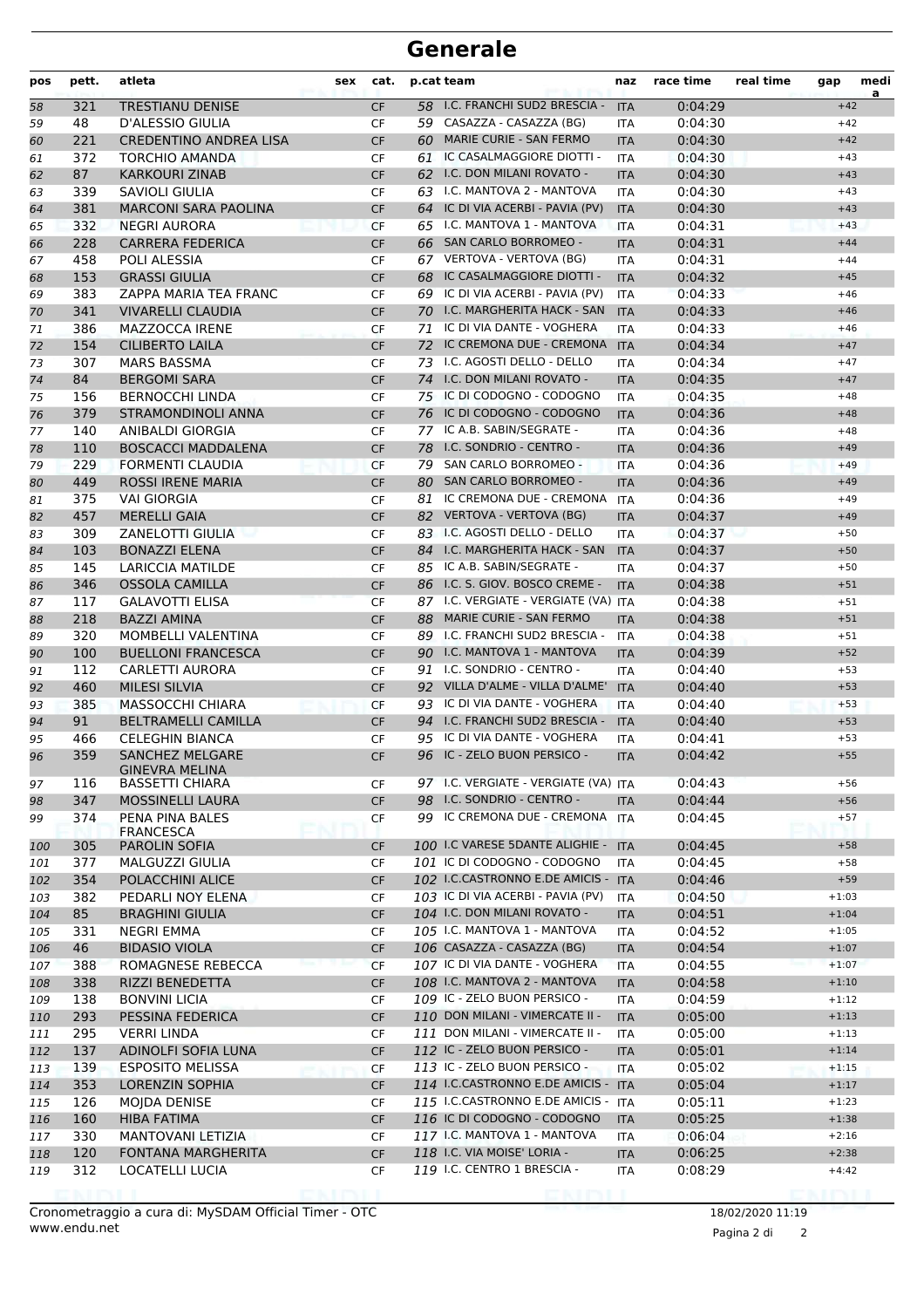# Generale

| pos | pett. | atleta | sex | cat. | p.cat | team | naz | race time | real time | gap | media |
|---|---|---|---|---|---|---|---|---|---|---|---|
| 58 | 321 | TRESTIANU DENISE | | CF | 58 | I.C. FRANCHI SUD2 BRESCIA - | ITA | 0:04:29 | | +42 | |
| 59 | 48 | D'ALESSIO GIULIA | | CF | 59 | CASAZZA - CASAZZA (BG) | ITA | 0:04:30 | | +42 | |
| 60 | 221 | CREDENTINO ANDREA LISA | | CF | 60 | MARIE CURIE - SAN FERMO | ITA | 0:04:30 | | +42 | |
| 61 | 372 | TORCHIO AMANDA | | CF | 61 | IC CASALMAGGIORE DIOTTI - | ITA | 0:04:30 | | +43 | |
| 62 | 87 | KARKOURI ZINAB | | CF | 62 | I.C. DON MILANI ROVATO - | ITA | 0:04:30 | | +43 | |
| 63 | 339 | SAVIOLI GIULIA | | CF | 63 | I.C. MANTOVA 2 - MANTOVA | ITA | 0:04:30 | | +43 | |
| 64 | 381 | MARCONI SARA PAOLINA | | CF | 64 | IC DI VIA ACERBI - PAVIA (PV) | ITA | 0:04:30 | | +43 | |
| 65 | 332 | NEGRI AURORA | | CF | 65 | I.C. MANTOVA 1 - MANTOVA | ITA | 0:04:31 | | +43 | |
| 66 | 228 | CARRERA FEDERICA | | CF | 66 | SAN CARLO BORROMEO - | ITA | 0:04:31 | | +44 | |
| 67 | 458 | POLI ALESSIA | | CF | 67 | VERTOVA - VERTOVA (BG) | ITA | 0:04:31 | | +44 | |
| 68 | 153 | GRASSI GIULIA | | CF | 68 | IC CASALMAGGIORE DIOTTI - | ITA | 0:04:32 | | +45 | |
| 69 | 383 | ZAPPA MARIA TEA FRANC | | CF | 69 | IC DI VIA ACERBI - PAVIA (PV) | ITA | 0:04:33 | | +46 | |
| 70 | 341 | VIVARELLI CLAUDIA | | CF | 70 | I.C. MARGHERITA HACK - SAN | ITA | 0:04:33 | | +46 | |
| 71 | 386 | MAZZOCCA IRENE | | CF | 71 | IC DI VIA DANTE - VOGHERA | ITA | 0:04:33 | | +46 | |
| 72 | 154 | CILIBERTO LAILA | | CF | 72 | IC CREMONA DUE - CREMONA | ITA | 0:04:34 | | +47 | |
| 73 | 307 | MARS BASSMA | | CF | 73 | I.C. AGOSTI DELLO - DELLO | ITA | 0:04:34 | | +47 | |
| 74 | 84 | BERGOMI SARA | | CF | 74 | I.C. DON MILANI ROVATO - | ITA | 0:04:35 | | +47 | |
| 75 | 156 | BERNOCCHI LINDA | | CF | 75 | IC DI CODOGNO - CODOGNO | ITA | 0:04:35 | | +48 | |
| 76 | 379 | STRAMONDINOLI ANNA | | CF | 76 | IC DI CODOGNO - CODOGNO | ITA | 0:04:36 | | +48 | |
| 77 | 140 | ANIBALDI GIORGIA | | CF | 77 | IC A.B. SABIN/SEGRATE - | ITA | 0:04:36 | | +48 | |
| 78 | 110 | BOSCACCI MADDALENA | | CF | 78 | I.C. SONDRIO - CENTRO - | ITA | 0:04:36 | | +49 | |
| 79 | 229 | FORMENTI CLAUDIA | | CF | 79 | SAN CARLO BORROMEO - | ITA | 0:04:36 | | +49 | |
| 80 | 449 | ROSSI IRENE MARIA | | CF | 80 | SAN CARLO BORROMEO - | ITA | 0:04:36 | | +49 | |
| 81 | 375 | VAI GIORGIA | | CF | 81 | IC CREMONA DUE - CREMONA | ITA | 0:04:36 | | +49 | |
| 82 | 457 | MERELLI GAIA | | CF | 82 | VERTOVA - VERTOVA (BG) | ITA | 0:04:37 | | +49 | |
| 83 | 309 | ZANELOTTI GIULIA | | CF | 83 | I.C. AGOSTI DELLO - DELLO | ITA | 0:04:37 | | +50 | |
| 84 | 103 | BONAZZI ELENA | | CF | 84 | I.C. MARGHERITA HACK - SAN | ITA | 0:04:37 | | +50 | |
| 85 | 145 | LARICCIA MATILDE | | CF | 85 | IC A.B. SABIN/SEGRATE - | ITA | 0:04:37 | | +50 | |
| 86 | 346 | OSSOLA CAMILLA | | CF | 86 | I.C. S. GIOV. BOSCO CREME - | ITA | 0:04:38 | | +51 | |
| 87 | 117 | GALAVOTTI ELISA | | CF | 87 | I.C. VERGIATE - VERGIATE (VA) | ITA | 0:04:38 | | +51 | |
| 88 | 218 | BAZZI AMINA | | CF | 88 | MARIE CURIE - SAN FERMO | ITA | 0:04:38 | | +51 | |
| 89 | 320 | MOMBELLI VALENTINA | | CF | 89 | I.C. FRANCHI SUD2 BRESCIA - | ITA | 0:04:38 | | +51 | |
| 90 | 100 | BUELLONI FRANCESCA | | CF | 90 | I.C. MANTOVA 1 - MANTOVA | ITA | 0:04:39 | | +52 | |
| 91 | 112 | CARLETTI AURORA | | CF | 91 | I.C. SONDRIO - CENTRO - | ITA | 0:04:40 | | +53 | |
| 92 | 460 | MILESI SILVIA | | CF | 92 | VILLA D'ALME - VILLA D'ALME' | ITA | 0:04:40 | | +53 | |
| 93 | 385 | MASSOCCHI CHIARA | | CF | 93 | IC DI VIA DANTE - VOGHERA | ITA | 0:04:40 | | +53 | |
| 94 | 91 | BELTRAMELLI CAMILLA | | CF | 94 | I.C. FRANCHI SUD2 BRESCIA - | ITA | 0:04:40 | | +53 | |
| 95 | 466 | CELEGHIN BIANCA | | CF | 95 | IC DI VIA DANTE - VOGHERA | ITA | 0:04:41 | | +53 | |
| 96 | 359 | SANCHEZ MELGARE GINEVRA MELINA | | CF | 96 | IC - ZELO BUON PERSICO - | ITA | 0:04:42 | | +55 | |
| 97 | 116 | BASSETTI CHIARA | | CF | 97 | I.C. VERGIATE - VERGIATE (VA) | ITA | 0:04:43 | | +56 | |
| 98 | 347 | MOSSINELLI LAURA | | CF | 98 | I.C. SONDRIO - CENTRO - | ITA | 0:04:44 | | +56 | |
| 99 | 374 | PENA PINA BALES FRANCESCA | | CF | 99 | IC CREMONA DUE - CREMONA | ITA | 0:04:45 | | +57 | |
| 100 | 305 | PAROLIN SOFIA | | CF | 100 | I.C VARESE 5DANTE ALIGHIE - | ITA | 0:04:45 | | +58 | |
| 101 | 377 | MALGUZZI GIULIA | | CF | 101 | IC DI CODOGNO - CODOGNO | ITA | 0:04:45 | | +58 | |
| 102 | 354 | POLACCHINI ALICE | | CF | 102 | I.C.CASTRONNO E.DE AMICIS - | ITA | 0:04:46 | | +59 | |
| 103 | 382 | PEDARLI NOY ELENA | | CF | 103 | IC DI VIA ACERBI - PAVIA (PV) | ITA | 0:04:50 | | +1:03 | |
| 104 | 85 | BRAGHINI GIULIA | | CF | 104 | I.C. DON MILANI ROVATO - | ITA | 0:04:51 | | +1:04 | |
| 105 | 331 | NEGRI EMMA | | CF | 105 | I.C. MANTOVA 1 - MANTOVA | ITA | 0:04:52 | | +1:05 | |
| 106 | 46 | BIDASIO VIOLA | | CF | 106 | CASAZZA - CASAZZA (BG) | ITA | 0:04:54 | | +1:07 | |
| 107 | 388 | ROMAGNESE REBECCA | | CF | 107 | IC DI VIA DANTE - VOGHERA | ITA | 0:04:55 | | +1:07 | |
| 108 | 338 | RIZZI BENEDETTA | | CF | 108 | I.C. MANTOVA 2 - MANTOVA | ITA | 0:04:58 | | +1:10 | |
| 109 | 138 | BONVINI LICIA | | CF | 109 | IC - ZELO BUON PERSICO - | ITA | 0:04:59 | | +1:12 | |
| 110 | 293 | PESSINA FEDERICA | | CF | 110 | DON MILANI - VIMERCATE II - | ITA | 0:05:00 | | +1:13 | |
| 111 | 295 | VERRI LINDA | | CF | 111 | DON MILANI - VIMERCATE II - | ITA | 0:05:00 | | +1:13 | |
| 112 | 137 | ADINOLFI SOFIA LUNA | | CF | 112 | IC - ZELO BUON PERSICO - | ITA | 0:05:01 | | +1:14 | |
| 113 | 139 | ESPOSITO MELISSA | | CF | 113 | IC - ZELO BUON PERSICO - | ITA | 0:05:02 | | +1:15 | |
| 114 | 353 | LORENZIN SOPHIA | | CF | 114 | I.C.CASTRONNO E.DE AMICIS - | ITA | 0:05:04 | | +1:17 | |
| 115 | 126 | MOJDA DENISE | | CF | 115 | I.C.CASTRONNO E.DE AMICIS - | ITA | 0:05:11 | | +1:23 | |
| 116 | 160 | HIBA FATIMA | | CF | 116 | IC DI CODOGNO - CODOGNO | ITA | 0:05:25 | | +1:38 | |
| 117 | 330 | MANTOVANI LETIZIA | | CF | 117 | I.C. MANTOVA 1 - MANTOVA | ITA | 0:06:04 | | +2:16 | |
| 118 | 120 | FONTANA MARGHERITA | | CF | 118 | I.C. VIA MOISE' LORIA - | ITA | 0:06:25 | | +2:38 | |
| 119 | 312 | LOCATELLI LUCIA | | CF | 119 | I.C. CENTRO 1 BRESCIA - | ITA | 0:08:29 | | +4:42 | |

Cronometraggio a cura di: MySDAM Official Timer - OTC
www.endu.net

18/02/2020 11:19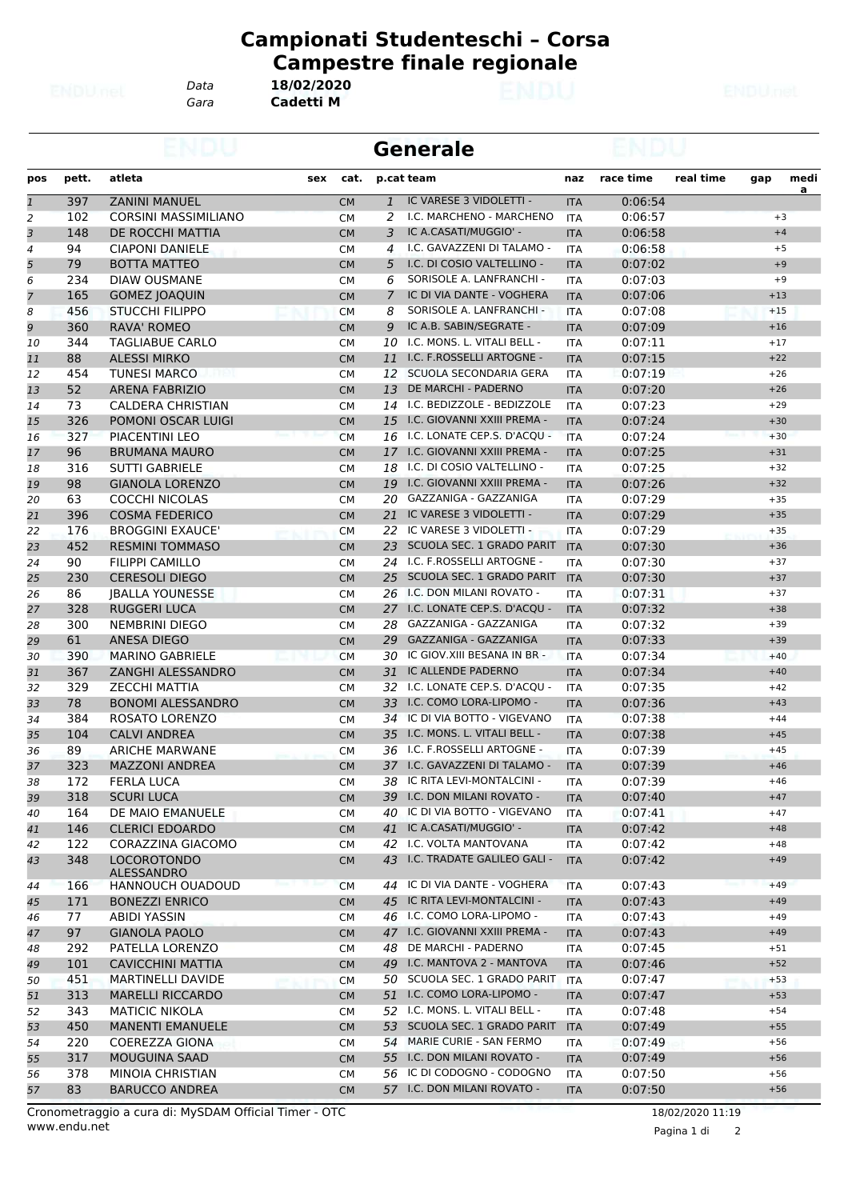# Campionati Studenteschi – Corsa Campestre finale regionale

Data **18/02/2020**
Gara **Cadetti M**

## Generale

| pos | pett. | atleta | sex | cat. | p.cat | team | naz | race time | real time | gap | media |
|---|---|---|---|---|---|---|---|---|---|---|---|
| 1 | 397 | ZANINI MANUEL | | CM | 1 | IC VARESE 3 VIDOLETTI - | ITA | 0:06:54 | | | |
| 2 | 102 | CORSINI MASSIMILIANO | | CM | 2 | I.C. MARCHENO - MARCHENO | ITA | 0:06:57 | | +3 | |
| 3 | 148 | DE ROCCHI MATTIA | | CM | 3 | IC A.CASATI/MUGGIO' - | ITA | 0:06:58 | | +4 | |
| 4 | 94 | CIAPONI DANIELE | | CM | 4 | I.C. GAVAZZENI DI TALAMO - | ITA | 0:06:58 | | +5 | |
| 5 | 79 | BOTTA MATTEO | | CM | 5 | I.C. DI COSIO VALTELLINO - | ITA | 0:07:02 | | +9 | |
| 6 | 234 | DIAW OUSMANE | | CM | 6 | SORISOLE A. LANFRANCHI - | ITA | 0:07:03 | | +9 | |
| 7 | 165 | GOMEZ JOAQUIN | | CM | 7 | IC DI VIA DANTE - VOGHERA | ITA | 0:07:06 | | +13 | |
| 8 | 456 | STUCCHI FILIPPO | | CM | 8 | SORISOLE A. LANFRANCHI - | ITA | 0:07:08 | | +15 | |
| 9 | 360 | RAVA' ROMEO | | CM | 9 | IC A.B. SABIN/SEGRATE - | ITA | 0:07:09 | | +16 | |
| 10 | 344 | TAGLIABUE CARLO | | CM | 10 | I.C. MONS. L. VITALI BELL - | ITA | 0:07:11 | | +17 | |
| 11 | 88 | ALESSI MIRKO | | CM | 11 | I.C. F.ROSSELLI ARTOGNE - | ITA | 0:07:15 | | +22 | |
| 12 | 454 | TUNESI MARCO | | CM | 12 | SCUOLA SECONDARIA GERA | ITA | 0:07:19 | | +26 | |
| 13 | 52 | ARENA FABRIZIO | | CM | 13 | DE MARCHI - PADERNO | ITA | 0:07:20 | | +26 | |
| 14 | 73 | CALDERA CHRISTIAN | | CM | 14 | I.C. BEDIZZOLE - BEDIZZOLE | ITA | 0:07:23 | | +29 | |
| 15 | 326 | POMONI OSCAR LUIGI | | CM | 15 | I.C. GIOVANNI XXIII PREMA - | ITA | 0:07:24 | | +30 | |
| 16 | 327 | PIACENTINI LEO | | CM | 16 | I.C. LONATE CEP.S. D'ACQU - | ITA | 0:07:24 | | +30 | |
| 17 | 96 | BRUMANA MAURO | | CM | 17 | I.C. GIOVANNI XXIII PREMA - | ITA | 0:07:25 | | +31 | |
| 18 | 316 | SUTTI GABRIELE | | CM | 18 | I.C. DI COSIO VALTELLINO - | ITA | 0:07:25 | | +32 | |
| 19 | 98 | GIANOLA LORENZO | | CM | 19 | I.C. GIOVANNI XXIII PREMA - | ITA | 0:07:26 | | +32 | |
| 20 | 63 | COCCHI NICOLAS | | CM | 20 | GAZZANIGA - GAZZANIGA | ITA | 0:07:29 | | +35 | |
| 21 | 396 | COSMA FEDERICO | | CM | 21 | IC VARESE 3 VIDOLETTI - | ITA | 0:07:29 | | +35 | |
| 22 | 176 | BROGGINI EXAUCE' | | CM | 22 | IC VARESE 3 VIDOLETTI - | ITA | 0:07:29 | | +35 | |
| 23 | 452 | RESMINI TOMMASO | | CM | 23 | SCUOLA SEC. 1 GRADO PARIT | ITA | 0:07:30 | | +36 | |
| 24 | 90 | FILIPPI CAMILLO | | CM | 24 | I.C. F.ROSSELLI ARTOGNE - | ITA | 0:07:30 | | +37 | |
| 25 | 230 | CERESOLI DIEGO | | CM | 25 | SCUOLA SEC. 1 GRADO PARIT | ITA | 0:07:30 | | +37 | |
| 26 | 86 | JBALLA YOUNESSE | | CM | 26 | I.C. DON MILANI ROVATO - | ITA | 0:07:31 | | +37 | |
| 27 | 328 | RUGGERI LUCA | | CM | 27 | I.C. LONATE CEP.S. D'ACQU - | ITA | 0:07:32 | | +38 | |
| 28 | 300 | NEMBRINI DIEGO | | CM | 28 | GAZZANIGA - GAZZANIGA | ITA | 0:07:32 | | +39 | |
| 29 | 61 | ANESA DIEGO | | CM | 29 | GAZZANIGA - GAZZANIGA | ITA | 0:07:33 | | +39 | |
| 30 | 390 | MARINO GABRIELE | | CM | 30 | IC GIOV.XIII BESANA IN BR - | ITA | 0:07:34 | | +40 | |
| 31 | 367 | ZANGHI ALESSANDRO | | CM | 31 | IC ALLENDE PADERNO | ITA | 0:07:34 | | +40 | |
| 32 | 329 | ZECCHI MATTIA | | CM | 32 | I.C. LONATE CEP.S. D'ACQU - | ITA | 0:07:35 | | +42 | |
| 33 | 78 | BONOMI ALESSANDRO | | CM | 33 | I.C. COMO LORA-LIPOMO - | ITA | 0:07:36 | | +43 | |
| 34 | 384 | ROSATO LORENZO | | CM | 34 | IC DI VIA BOTTO - VIGEVANO | ITA | 0:07:38 | | +44 | |
| 35 | 104 | CALVI ANDREA | | CM | 35 | I.C. MONS. L. VITALI BELL - | ITA | 0:07:38 | | +45 | |
| 36 | 89 | ARICHE MARWANE | | CM | 36 | I.C. F.ROSSELLI ARTOGNE - | ITA | 0:07:39 | | +45 | |
| 37 | 323 | MAZZONI ANDREA | | CM | 37 | I.C. GAVAZZENI DI TALAMO - | ITA | 0:07:39 | | +46 | |
| 38 | 172 | FERLA LUCA | | CM | 38 | IC RITA LEVI-MONTALCINI - | ITA | 0:07:39 | | +46 | |
| 39 | 318 | SCURI LUCA | | CM | 39 | I.C. DON MILANI ROVATO - | ITA | 0:07:40 | | +47 | |
| 40 | 164 | DE MAIO EMANUELE | | CM | 40 | IC DI VIA BOTTO - VIGEVANO | ITA | 0:07:41 | | +47 | |
| 41 | 146 | CLERICI EDOARDO | | CM | 41 | IC A.CASATI/MUGGIO' - | ITA | 0:07:42 | | +48 | |
| 42 | 122 | CORAZZINA GIACOMO | | CM | 42 | I.C. VOLTA MANTOVANA | ITA | 0:07:42 | | +48 | |
| 43 | 348 | LOCOROTONDO ALESSANDRO | | CM | 43 | I.C. TRADATE GALILEO GALI - | ITA | 0:07:42 | | +49 | |
| 44 | 166 | HANNOUCH OUADOUD | | CM | 44 | IC DI VIA DANTE - VOGHERA | ITA | 0:07:43 | | +49 | |
| 45 | 171 | BONEZZI ENRICO | | CM | 45 | IC RITA LEVI-MONTALCINI - | ITA | 0:07:43 | | +49 | |
| 46 | 77 | ABIDI YASSIN | | CM | 46 | I.C. COMO LORA-LIPOMO - | ITA | 0:07:43 | | +49 | |
| 47 | 97 | GIANOLA PAOLO | | CM | 47 | I.C. GIOVANNI XXIII PREMA - | ITA | 0:07:43 | | +49 | |
| 48 | 292 | PATELLA LORENZO | | CM | 48 | DE MARCHI - PADERNO | ITA | 0:07:45 | | +51 | |
| 49 | 101 | CAVICCHINI MATTIA | | CM | 49 | I.C. MANTOVA 2 - MANTOVA | ITA | 0:07:46 | | +52 | |
| 50 | 451 | MARTINELLI DAVIDE | | CM | 50 | SCUOLA SEC. 1 GRADO PARIT | ITA | 0:07:47 | | +53 | |
| 51 | 313 | MARELLI RICCARDO | | CM | 51 | I.C. COMO LORA-LIPOMO - | ITA | 0:07:47 | | +53 | |
| 52 | 343 | MATICIC NIKOLA | | CM | 52 | I.C. MONS. L. VITALI BELL - | ITA | 0:07:48 | | +54 | |
| 53 | 450 | MANENTI EMANUELE | | CM | 53 | SCUOLA SEC. 1 GRADO PARIT | ITA | 0:07:49 | | +55 | |
| 54 | 220 | COEREZZA GIONA | | CM | 54 | MARIE CURIE - SAN FERMO | ITA | 0:07:49 | | +56 | |
| 55 | 317 | MOUGUINA SAAD | | CM | 55 | I.C. DON MILANI ROVATO - | ITA | 0:07:49 | | +56 | |
| 56 | 378 | MINOIA CHRISTIAN | | CM | 56 | IC DI CODOGNO - CODOGNO | ITA | 0:07:50 | | +56 | |
| 57 | 83 | BARUCCO ANDREA | | CM | 57 | I.C. DON MILANI ROVATO - | ITA | 0:07:50 | | +56 | |

Cronometraggio a cura di: MySDAM Official Timer - OTC
www.endu.net

18/02/2020 11:19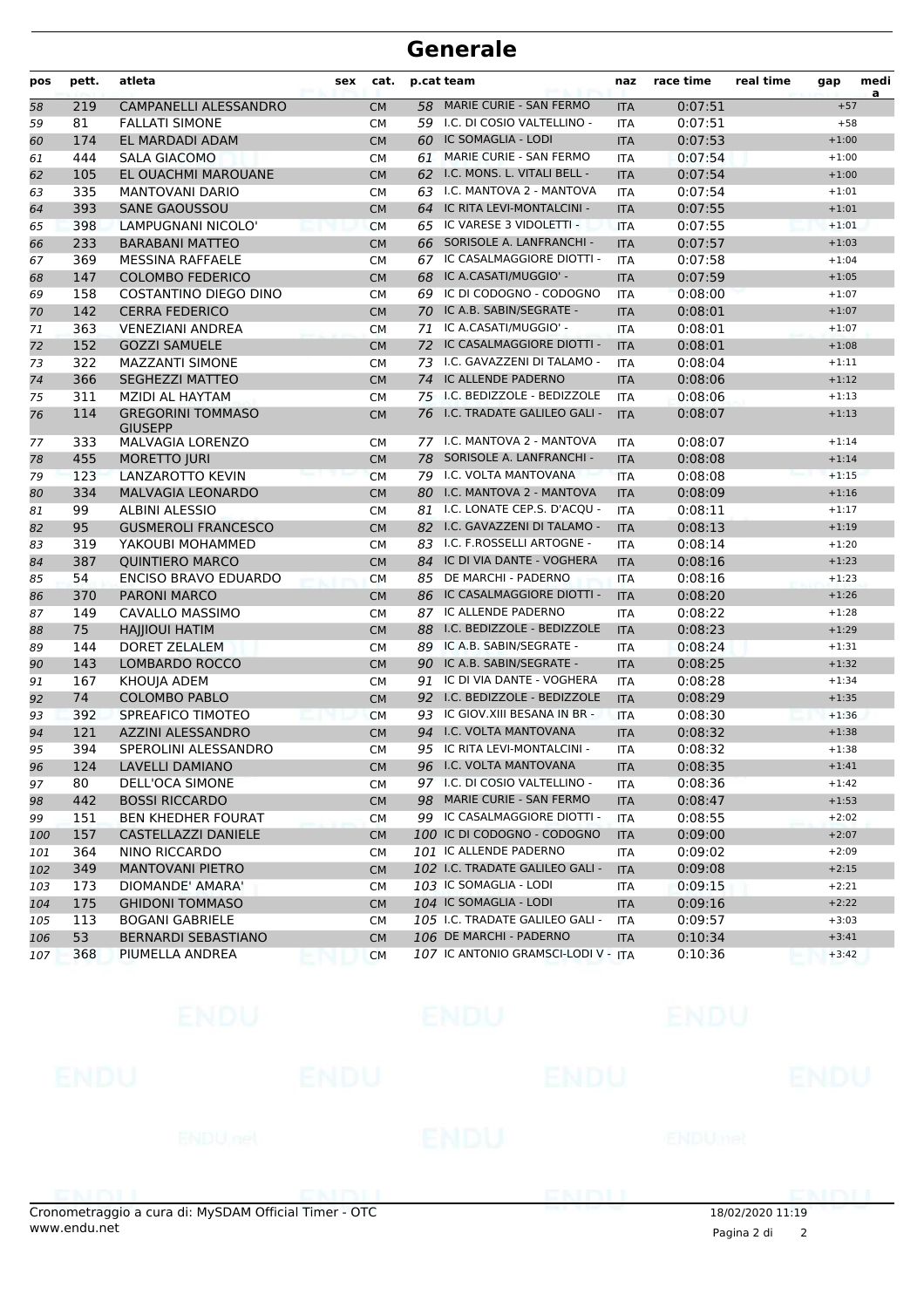# Generale

| pos | pett. | atleta | sex | cat. | p.cat | team | naz | race time | real time | gap | media |
|---|---|---|---|---|---|---|---|---|---|---|---|
| 58 | 219 | CAMPANELLI ALESSANDRO | | CM | 58 | MARIE CURIE - SAN FERMO | ITA | 0:07:51 | | +57 | |
| 59 | 81 | FALLATI SIMONE | | CM | 59 | I.C. DI COSIO VALTELLINO - | ITA | 0:07:51 | | +58 | |
| 60 | 174 | EL MARDADI ADAM | | CM | 60 | IC SOMAGLIA - LODI | ITA | 0:07:53 | | +1:00 | |
| 61 | 444 | SALA GIACOMO | | CM | 61 | MARIE CURIE - SAN FERMO | ITA | 0:07:54 | | +1:00 | |
| 62 | 105 | EL OUACHMI MAROUANE | | CM | 62 | I.C. MONS. L. VITALI BELL - | ITA | 0:07:54 | | +1:00 | |
| 63 | 335 | MANTOVANI DARIO | | CM | 63 | I.C. MANTOVA 2 - MANTOVA | ITA | 0:07:54 | | +1:01 | |
| 64 | 393 | SANE GAOUSSOU | | CM | 64 | IC RITA LEVI-MONTALCINI - | ITA | 0:07:55 | | +1:01 | |
| 65 | 398 | LAMPUGNANI NICOLO' | | CM | 65 | IC VARESE 3 VIDOLETTI - | ITA | 0:07:55 | | +1:01 | |
| 66 | 233 | BARABANI MATTEO | | CM | 66 | SORISOLE A. LANFRANCHI - | ITA | 0:07:57 | | +1:03 | |
| 67 | 369 | MESSINA RAFFAELE | | CM | 67 | IC CASALMAGGIORE DIOTTI - | ITA | 0:07:58 | | +1:04 | |
| 68 | 147 | COLOMBO FEDERICO | | CM | 68 | IC A.CASATI/MUGGIO' - | ITA | 0:07:59 | | +1:05 | |
| 69 | 158 | COSTANTINO DIEGO DINO | | CM | 69 | IC DI CODOGNO - CODOGNO | ITA | 0:08:00 | | +1:07 | |
| 70 | 142 | CERRA FEDERICO | | CM | 70 | IC A.B. SABIN/SEGRATE - | ITA | 0:08:01 | | +1:07 | |
| 71 | 363 | VENEZIANI ANDREA | | CM | 71 | IC A.CASATI/MUGGIO' - | ITA | 0:08:01 | | +1:07 | |
| 72 | 152 | GOZZI SAMUELE | | CM | 72 | IC CASALMAGGIORE DIOTTI - | ITA | 0:08:01 | | +1:08 | |
| 73 | 322 | MAZZANTI SIMONE | | CM | 73 | I.C. GAVAZZENI DI TALAMO - | ITA | 0:08:04 | | +1:11 | |
| 74 | 366 | SEGHEZZI MATTEO | | CM | 74 | IC ALLENDE PADERNO | ITA | 0:08:06 | | +1:12 | |
| 75 | 311 | MZIDI AL HAYTAM | | CM | 75 | I.C. BEDIZZOLE - BEDIZZOLE | ITA | 0:08:06 | | +1:13 | |
| 76 | 114 | GREGORINI TOMMASO GIUSEPP | | CM | 76 | I.C. TRADATE GALILEO GALI - | ITA | 0:08:07 | | +1:13 | |
| 77 | 333 | MALVAGIA LORENZO | | CM | 77 | I.C. MANTOVA 2 - MANTOVA | ITA | 0:08:07 | | +1:14 | |
| 78 | 455 | MORETTO JURI | | CM | 78 | SORISOLE A. LANFRANCHI - | ITA | 0:08:08 | | +1:14 | |
| 79 | 123 | LANZAROTTO KEVIN | | CM | 79 | I.C. VOLTA MANTOVANA | ITA | 0:08:08 | | +1:15 | |
| 80 | 334 | MALVAGIA LEONARDO | | CM | 80 | I.C. MANTOVA 2 - MANTOVA | ITA | 0:08:09 | | +1:16 | |
| 81 | 99 | ALBINI ALESSIO | | CM | 81 | I.C. LONATE CEP.S. D'ACQU - | ITA | 0:08:11 | | +1:17 | |
| 82 | 95 | GUSMEROLI FRANCESCO | | CM | 82 | I.C. GAVAZZENI DI TALAMO - | ITA | 0:08:13 | | +1:19 | |
| 83 | 319 | YAKOUBI MOHAMMED | | CM | 83 | I.C. F.ROSSELLI ARTOGNE - | ITA | 0:08:14 | | +1:20 | |
| 84 | 387 | QUINTIERO MARCO | | CM | 84 | IC DI VIA DANTE - VOGHERA | ITA | 0:08:16 | | +1:23 | |
| 85 | 54 | ENCISO BRAVO EDUARDO | | CM | 85 | DE MARCHI - PADERNO | ITA | 0:08:16 | | +1:23 | |
| 86 | 370 | PARONI MARCO | | CM | 86 | IC CASALMAGGIORE DIOTTI - | ITA | 0:08:20 | | +1:26 | |
| 87 | 149 | CAVALLO MASSIMO | | CM | 87 | IC ALLENDE PADERNO | ITA | 0:08:22 | | +1:28 | |
| 88 | 75 | HAJJIOUI HATIM | | CM | 88 | I.C. BEDIZZOLE - BEDIZZOLE | ITA | 0:08:23 | | +1:29 | |
| 89 | 144 | DORET ZELALEM | | CM | 89 | IC A.B. SABIN/SEGRATE - | ITA | 0:08:24 | | +1:31 | |
| 90 | 143 | LOMBARDO ROCCO | | CM | 90 | IC A.B. SABIN/SEGRATE - | ITA | 0:08:25 | | +1:32 | |
| 91 | 167 | KHOUJA ADEM | | CM | 91 | IC DI VIA DANTE - VOGHERA | ITA | 0:08:28 | | +1:34 | |
| 92 | 74 | COLOMBO PABLO | | CM | 92 | I.C. BEDIZZOLE - BEDIZZOLE | ITA | 0:08:29 | | +1:35 | |
| 93 | 392 | SPREAFICO TIMOTEO | | CM | 93 | IC GIOV.XIII BESANA IN BR - | ITA | 0:08:30 | | +1:36 | |
| 94 | 121 | AZZINI ALESSANDRO | | CM | 94 | I.C. VOLTA MANTOVANA | ITA | 0:08:32 | | +1:38 | |
| 95 | 394 | SPEROLINI ALESSANDRO | | CM | 95 | IC RITA LEVI-MONTALCINI - | ITA | 0:08:32 | | +1:38 | |
| 96 | 124 | LAVELLI DAMIANO | | CM | 96 | I.C. VOLTA MANTOVANA | ITA | 0:08:35 | | +1:41 | |
| 97 | 80 | DELL'OCA SIMONE | | CM | 97 | I.C. DI COSIO VALTELLINO - | ITA | 0:08:36 | | +1:42 | |
| 98 | 442 | BOSSI RICCARDO | | CM | 98 | MARIE CURIE - SAN FERMO | ITA | 0:08:47 | | +1:53 | |
| 99 | 151 | BEN KHEDHER FOURAT | | CM | 99 | IC CASALMAGGIORE DIOTTI - | ITA | 0:08:55 | | +2:02 | |
| 100 | 157 | CASTELLAZZI DANIELE | | CM | 100 | IC DI CODOGNO - CODOGNO | ITA | 0:09:00 | | +2:07 | |
| 101 | 364 | NINO RICCARDO | | CM | 101 | IC ALLENDE PADERNO | ITA | 0:09:02 | | +2:09 | |
| 102 | 349 | MANTOVANI PIETRO | | CM | 102 | I.C. TRADATE GALILEO GALI - | ITA | 0:09:08 | | +2:15 | |
| 103 | 173 | DIOMANDE' AMARA' | | CM | 103 | IC SOMAGLIA - LODI | ITA | 0:09:15 | | +2:21 | |
| 104 | 175 | GHIDONI TOMMASO | | CM | 104 | IC SOMAGLIA - LODI | ITA | 0:09:16 | | +2:22 | |
| 105 | 113 | BOGANI GABRIELE | | CM | 105 | I.C. TRADATE GALILEO GALI - | ITA | 0:09:57 | | +3:03 | |
| 106 | 53 | BERNARDI SEBASTIANO | | CM | 106 | DE MARCHI - PADERNO | ITA | 0:10:34 | | +3:41 | |
| 107 | 368 | PIUMELLA ANDREA | | CM | 107 | IC ANTONIO GRAMSCI-LODI V - | ITA | 0:10:36 | | +3:42 | |

Cronometraggio a cura di: MySDAM Official Timer - OTC
www.endu.net

18/02/2020 11:19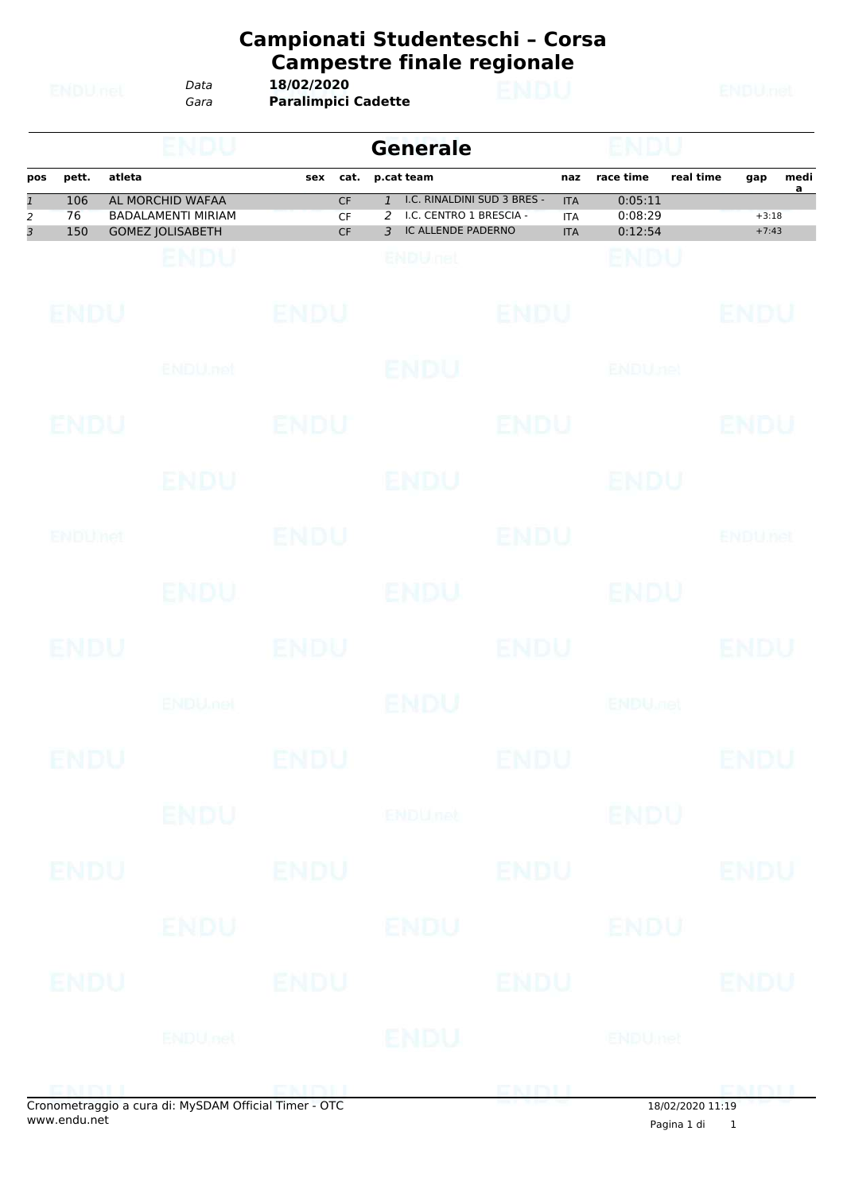# Campionati Studenteschi – Corsa Campestre finale regionale

*Data* **18/02/2020**
*Gara* **Paralimpici Cadette**

## Generale

| pos | pett. | atleta | sex | cat. | p.cat | team | naz | race time | real time | gap | media |
|---|---|---|---|---|---|---|---|---|---|---|---|
| *1* | 106 | AL MORCHID WAFAA | | CF | *1* | I.C. RINALDINI SUD 3 BRES - | ITA | 0:05:11 | | | |
| *2* | 76 | BADALAMENTI MIRIAM | | CF | *2* | I.C. CENTRO 1 BRESCIA - | ITA | 0:08:29 | | +3:18 | |
| *3* | 150 | GOMEZ JOLISABETH | | CF | *3* | IC ALLENDE PADERNO | ITA | 0:12:54 | | +7:43 | |

Cronometraggio a cura di: MySDAM Official Timer - OTC
www.endu.net

18/02/2020 11:19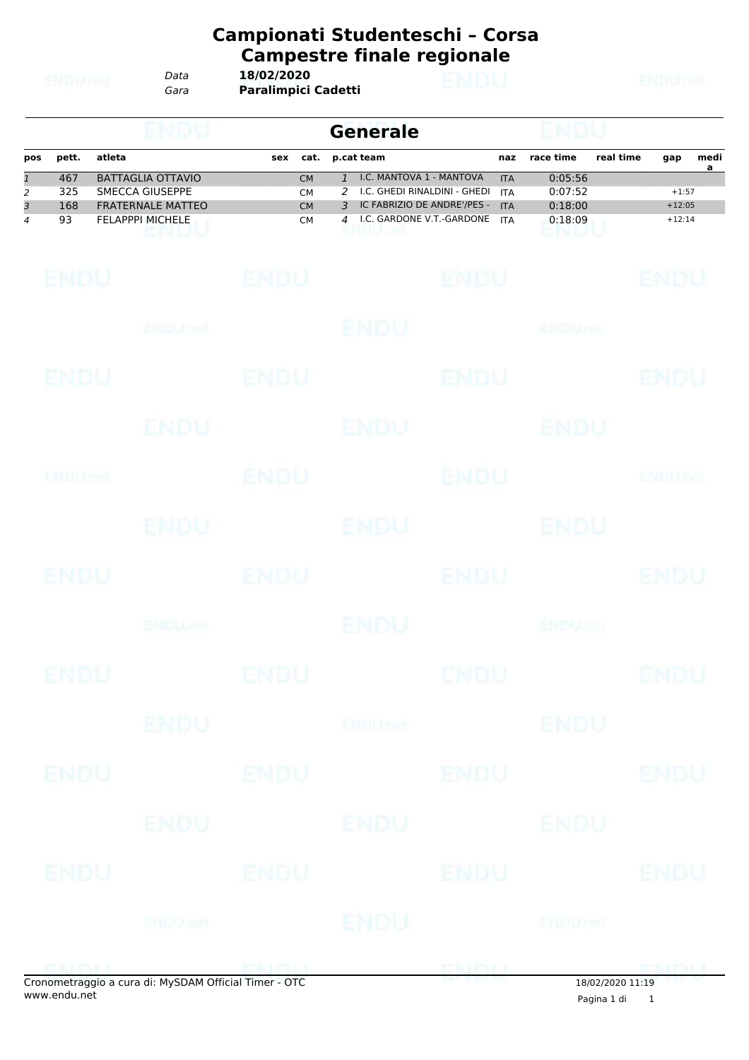# Campionati Studenteschi – Corsa Campestre finale regionale

*Data* **18/02/2020**
*Gara* **Paralimpici Cadetti**

## Generale

| pos | pett. | atleta | sex | cat. | p.cat | team | naz | race time | real time | gap | media |
|---|---|---|---|---|---|---|---|---|---|---|---|
| 1 | 467 | BATTAGLIA OTTAVIO | | CM | 1 | I.C. MANTOVA 1 - MANTOVA | ITA | 0:05:56 | | | |
| 2 | 325 | SMECCA GIUSEPPE | | CM | 2 | I.C. GHEDI RINALDINI - GHEDI | ITA | 0:07:52 | | +1:57 | |
| 3 | 168 | FRATERNALE MATTEO | | CM | 3 | IC FABRIZIO DE ANDRE'/PES - | ITA | 0:18:00 | | +12:05 | |
| 4 | 93 | FELAPPPI MICHELE | | CM | 4 | I.C. GARDONE V.T.-GARDONE | ITA | 0:18:09 | | +12:14 | |

Cronometraggio a cura di: MySDAM Official Timer - OTC
www.endu.net

18/02/2020 11:19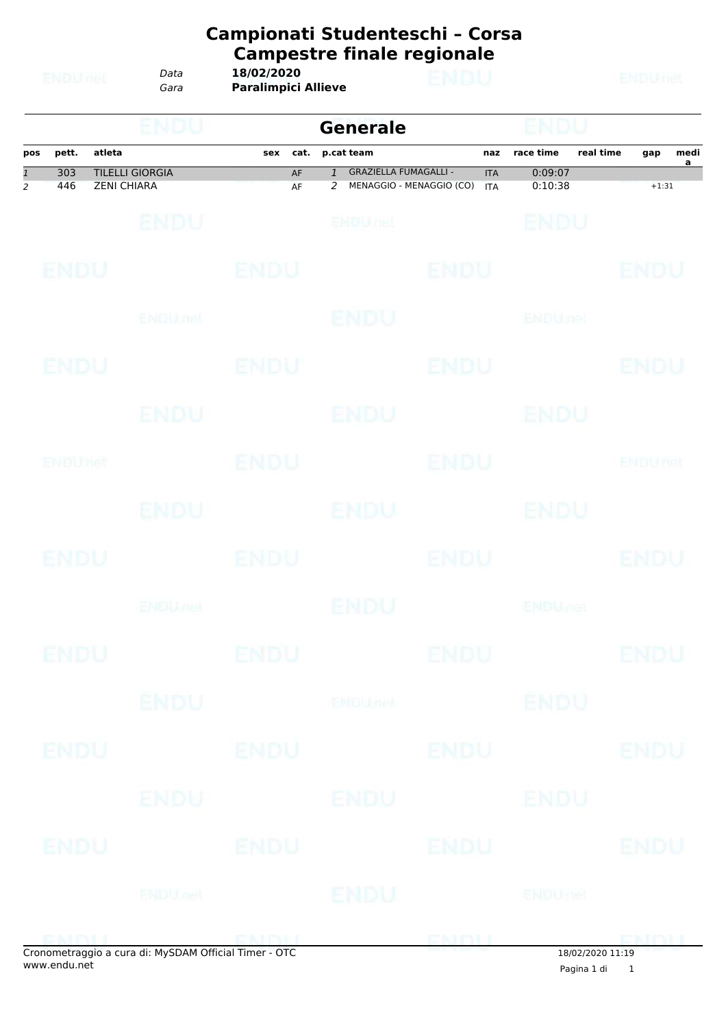# Campionati Studenteschi – Corsa Campestre finale regionale

*Data* **18/02/2020**
*Gara* **Paralimpici Allieve**

## Generale

| pos | pett. | atleta | sex | cat. | p.cat | team | naz | race time | real time | gap | media |
|---|---|---|---|---|---|---|---|---|---|---|---|
| *1* | 303 | TILELLI GIORGIA | | AF | *1* | GRAZIELLA FUMAGALLI - | ITA | 0:09:07 | | | |
| *2* | 446 | ZENI CHIARA | | AF | *2* | MENAGGIO - MENAGGIO (CO) | ITA | 0:10:38 | | +1:31 | |

Cronometraggio a cura di: MySDAM Official Timer - OTC
www.endu.net

18/02/2020 11:19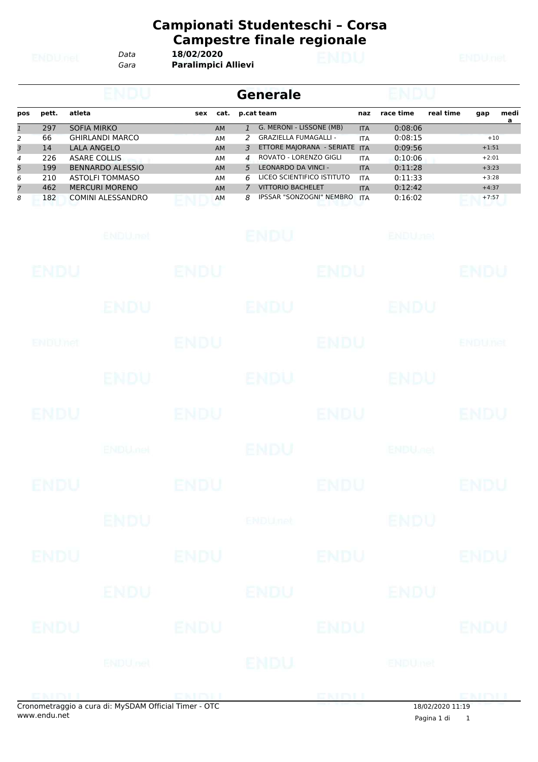# Campionati Studenteschi – Corsa Campestre finale regionale

*Data* **18/02/2020**

*Gara* **Paralimpici Allievi**

## Generale

| pos | pett. | atleta | sex | cat. | p.cat | team | naz | race time | real time | gap | media |
|---|---|---|---|---|---|---|---|---|---|---|---|
| 1 | 297 | SOFIA MIRKO | | AM | 1 | G. MERONI - LISSONE (MB) | ITA | 0:08:06 | | | |
| 2 | 66 | GHIRLANDI MARCO | | AM | 2 | GRAZIELLA FUMAGALLI - | ITA | 0:08:15 | | +10 | |
| 3 | 14 | LALA ANGELO | | AM | 3 | ETTORE MAJORANA - SERIATE | ITA | 0:09:56 | | +1:51 | |
| 4 | 226 | ASARE COLLIS | | AM | 4 | ROVATO - LORENZO GIGLI | ITA | 0:10:06 | | +2:01 | |
| 5 | 199 | BENNARDO ALESSIO | | AM | 5 | LEONARDO DA VINCI - | ITA | 0:11:28 | | +3:23 | |
| 6 | 210 | ASTOLFI TOMMASO | | AM | 6 | LICEO SCIENTIFICO ISTITUTO | ITA | 0:11:33 | | +3:28 | |
| 7 | 462 | MERCURI MORENO | | AM | 7 | VITTORIO BACHELET | ITA | 0:12:42 | | +4:37 | |
| 8 | 182 | COMINI ALESSANDRO | | AM | 8 | IPSSAR "SONZOGNI" NEMBRO | ITA | 0:16:02 | | +7:57 | |

Cronometraggio a cura di: MySDAM Official Timer - OTC
www.endu.net

18/02/2020 11:19